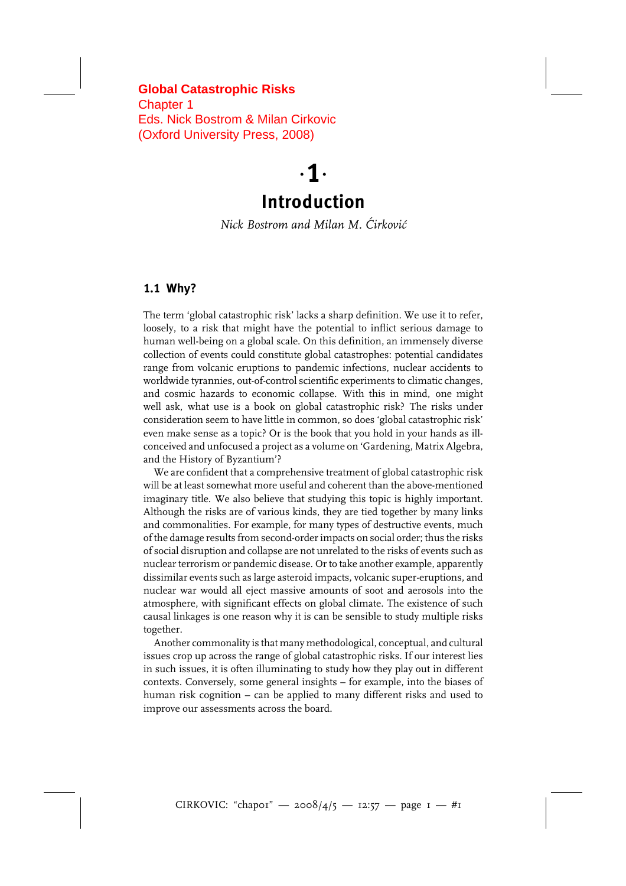**Global Catastrophic Risks**
Chapter 1
Eds. Nick Bostrom & Milan Cirkovic
(Oxford University Press, 2008)

# ·1·

# Introduction

*Nick Bostrom and Milan M. Ćirković*

## 1.1 Why?

The term 'global catastrophic risk' lacks a sharp definition. We use it to refer, loosely, to a risk that might have the potential to inflict serious damage to human well-being on a global scale. On this definition, an immensely diverse collection of events could constitute global catastrophes: potential candidates range from volcanic eruptions to pandemic infections, nuclear accidents to worldwide tyrannies, out-of-control scientific experiments to climatic changes, and cosmic hazards to economic collapse. With this in mind, one might well ask, what use is a book on global catastrophic risk? The risks under consideration seem to have little in common, so does 'global catastrophic risk' even make sense as a topic? Or is the book that you hold in your hands as ill-conceived and unfocused a project as a volume on 'Gardening, Matrix Algebra, and the History of Byzantium'?

We are confident that a comprehensive treatment of global catastrophic risk will be at least somewhat more useful and coherent than the above-mentioned imaginary title. We also believe that studying this topic is highly important. Although the risks are of various kinds, they are tied together by many links and commonalities. For example, for many types of destructive events, much of the damage results from second-order impacts on social order; thus the risks of social disruption and collapse are not unrelated to the risks of events such as nuclear terrorism or pandemic disease. Or to take another example, apparently dissimilar events such as large asteroid impacts, volcanic super-eruptions, and nuclear war would all eject massive amounts of soot and aerosols into the atmosphere, with significant effects on global climate. The existence of such causal linkages is one reason why it is can be sensible to study multiple risks together.

Another commonality is that many methodological, conceptual, and cultural issues crop up across the range of global catastrophic risks. If our interest lies in such issues, it is often illuminating to study how they play out in different contexts. Conversely, some general insights – for example, into the biases of human risk cognition – can be applied to many different risks and used to improve our assessments across the board.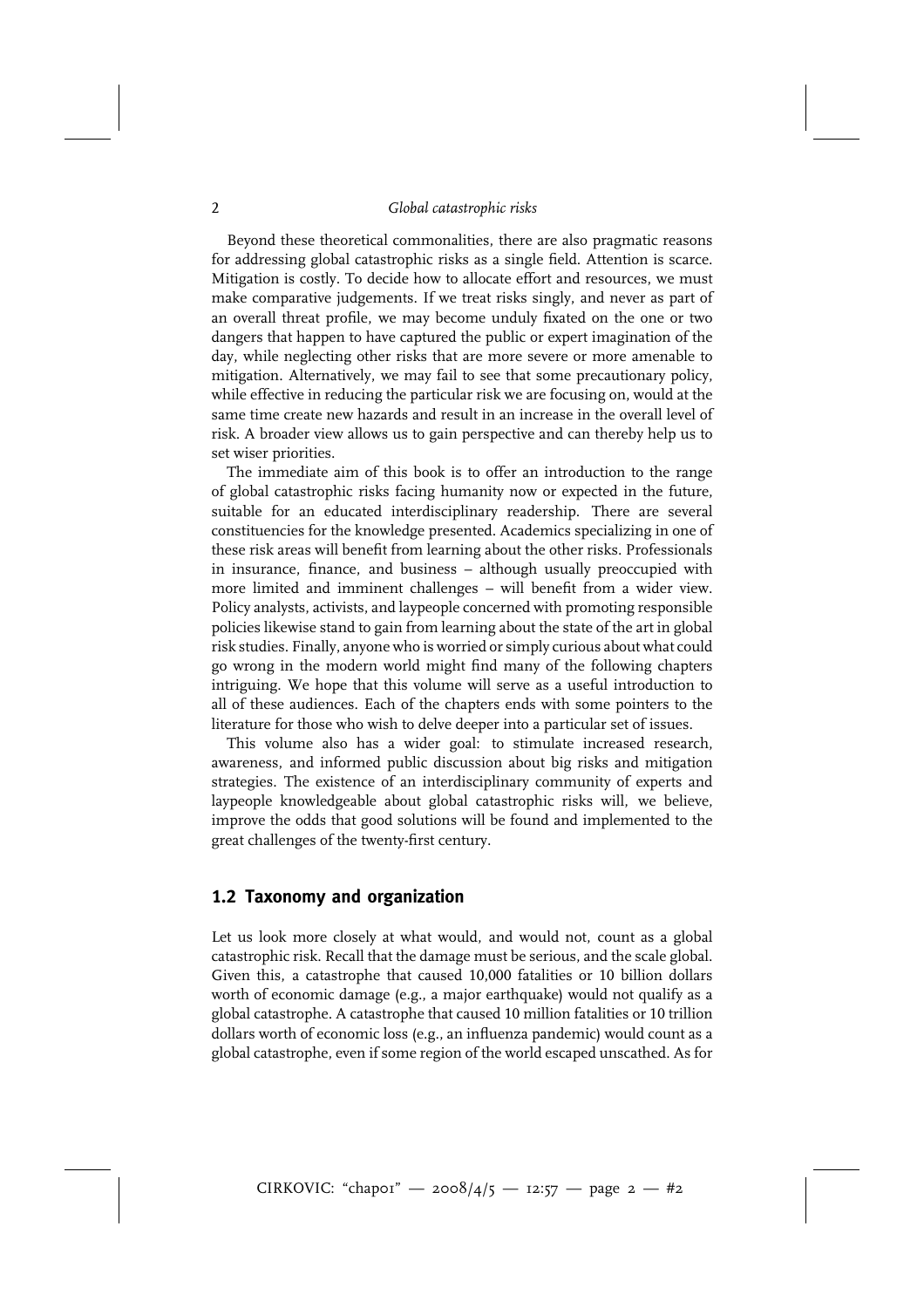Beyond these theoretical commonalities, there are also pragmatic reasons for addressing global catastrophic risks as a single field. Attention is scarce. Mitigation is costly. To decide how to allocate effort and resources, we must make comparative judgements. If we treat risks singly, and never as part of an overall threat profile, we may become unduly fixated on the one or two dangers that happen to have captured the public or expert imagination of the day, while neglecting other risks that are more severe or more amenable to mitigation. Alternatively, we may fail to see that some precautionary policy, while effective in reducing the particular risk we are focusing on, would at the same time create new hazards and result in an increase in the overall level of risk. A broader view allows us to gain perspective and can thereby help us to set wiser priorities.

The immediate aim of this book is to offer an introduction to the range of global catastrophic risks facing humanity now or expected in the future, suitable for an educated interdisciplinary readership. There are several constituencies for the knowledge presented. Academics specializing in one of these risk areas will benefit from learning about the other risks. Professionals in insurance, finance, and business – although usually preoccupied with more limited and imminent challenges – will benefit from a wider view. Policy analysts, activists, and laypeople concerned with promoting responsible policies likewise stand to gain from learning about the state of the art in global risk studies. Finally, anyone who is worried or simply curious about what could go wrong in the modern world might find many of the following chapters intriguing. We hope that this volume will serve as a useful introduction to all of these audiences. Each of the chapters ends with some pointers to the literature for those who wish to delve deeper into a particular set of issues.

This volume also has a wider goal: to stimulate increased research, awareness, and informed public discussion about big risks and mitigation strategies. The existence of an interdisciplinary community of experts and laypeople knowledgeable about global catastrophic risks will, we believe, improve the odds that good solutions will be found and implemented to the great challenges of the twenty-first century.

## 1.2 Taxonomy and organization

Let us look more closely at what would, and would not, count as a global catastrophic risk. Recall that the damage must be serious, and the scale global. Given this, a catastrophe that caused 10,000 fatalities or 10 billion dollars worth of economic damage (e.g., a major earthquake) would not qualify as a global catastrophe. A catastrophe that caused 10 million fatalities or 10 trillion dollars worth of economic loss (e.g., an influenza pandemic) would count as a global catastrophe, even if some region of the world escaped unscathed. As for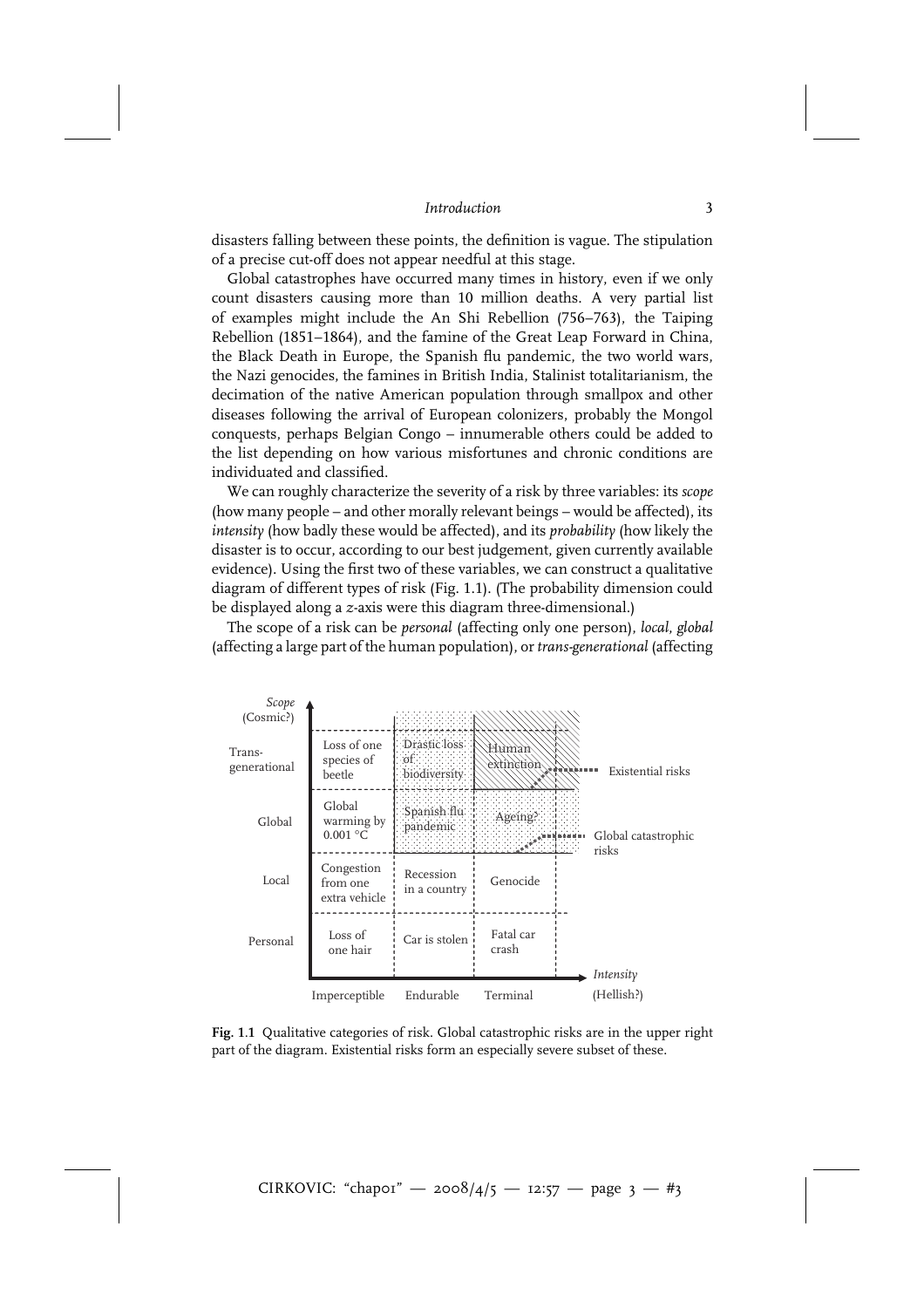disasters falling between these points, the definition is vague. The stipulation of a precise cut-off does not appear needful at this stage.

Global catastrophes have occurred many times in history, even if we only count disasters causing more than 10 million deaths. A very partial list of examples might include the An Shi Rebellion (756–763), the Taiping Rebellion (1851–1864), and the famine of the Great Leap Forward in China, the Black Death in Europe, the Spanish flu pandemic, the two world wars, the Nazi genocides, the famines in British India, Stalinist totalitarianism, the decimation of the native American population through smallpox and other diseases following the arrival of European colonizers, probably the Mongol conquests, perhaps Belgian Congo – innumerable others could be added to the list depending on how various misfortunes and chronic conditions are individuated and classified.

We can roughly characterize the severity of a risk by three variables: its *scope* (how many people – and other morally relevant beings – would be affected), its *intensity* (how badly these would be affected), and its *probability* (how likely the disaster is to occur, according to our best judgement, given currently available evidence). Using the first two of these variables, we can construct a qualitative diagram of different types of risk (Fig. 1.1). (The probability dimension could be displayed along a $z$-axis were this diagram three-dimensional.)

The scope of a risk can be *personal* (affecting only one person), *local*, *global* (affecting a large part of the human population), or *trans-generational* (affecting

| *Scope* (Cosmic?) | Imperceptible | Endurable | Terminal | (Hellish?) |
|---|---|---|---|---|
| Trans-generational | Loss of one species of beetle | Drastic loss of biodiversity | Human extinction | Existential risks |
| Global | Global warming by 0.001 °C | Spanish flu pandemic | Ageing? | Global catastrophic risks |
| Local | Congestion from one extra vehicle | Recession in a country | Genocide | |
| Personal | Loss of one hair | Car is stolen | Fatal car crash | |

*Intensity*

**Fig. 1.1** Qualitative categories of risk. Global catastrophic risks are in the upper right part of the diagram. Existential risks form an especially severe subset of these.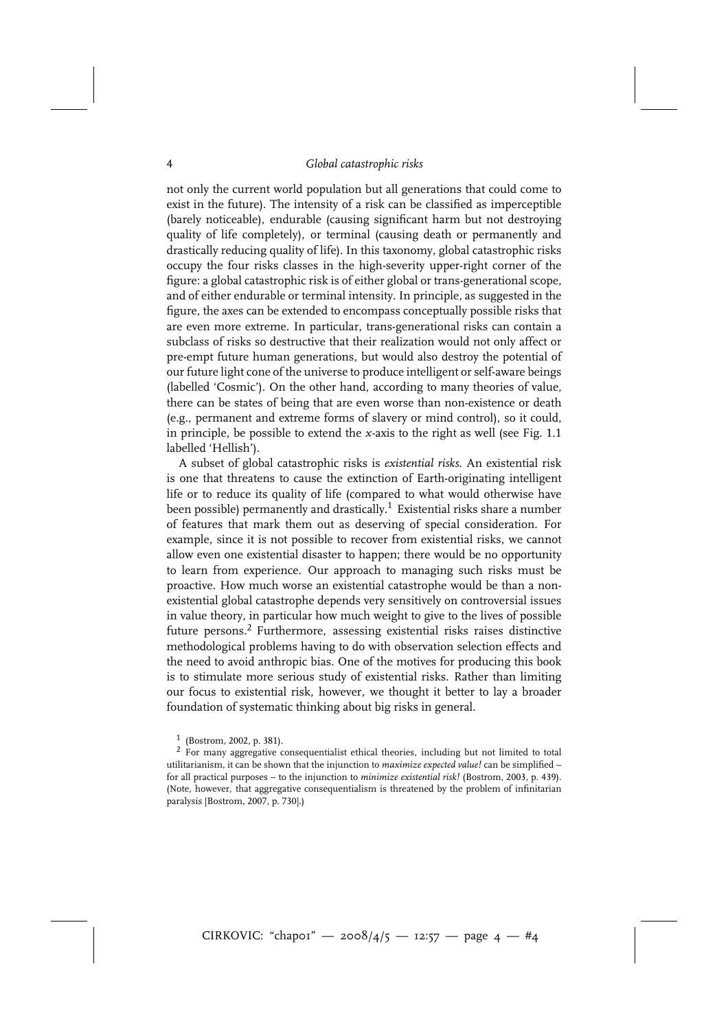not only the current world population but all generations that could come to exist in the future). The intensity of a risk can be classified as imperceptible (barely noticeable), endurable (causing significant harm but not destroying quality of life completely), or terminal (causing death or permanently and drastically reducing quality of life). In this taxonomy, global catastrophic risks occupy the four risks classes in the high-severity upper-right corner of the figure: a global catastrophic risk is of either global or trans-generational scope, and of either endurable or terminal intensity. In principle, as suggested in the figure, the axes can be extended to encompass conceptually possible risks that are even more extreme. In particular, trans-generational risks can contain a subclass of risks so destructive that their realization would not only affect or pre-empt future human generations, but would also destroy the potential of our future light cone of the universe to produce intelligent or self-aware beings (labelled 'Cosmic'). On the other hand, according to many theories of value, there can be states of being that are even worse than non-existence or death (e.g., permanent and extreme forms of slavery or mind control), so it could, in principle, be possible to extend the $x$-axis to the right as well (see Fig. 1.1 labelled 'Hellish').

A subset of global catastrophic risks is *existential risks*. An existential risk is one that threatens to cause the extinction of Earth-originating intelligent life or to reduce its quality of life (compared to what would otherwise have been possible) permanently and drastically.[1] Existential risks share a number of features that mark them out as deserving of special consideration. For example, since it is not possible to recover from existential risks, we cannot allow even one existential disaster to happen; there would be no opportunity to learn from experience. Our approach to managing such risks must be proactive. How much worse an existential catastrophe would be than a non-existential global catastrophe depends very sensitively on controversial issues in value theory, in particular how much weight to give to the lives of possible future persons.[2] Furthermore, assessing existential risks raises distinctive methodological problems having to do with observation selection effects and the need to avoid anthropic bias. One of the motives for producing this book is to stimulate more serious study of existential risks. Rather than limiting our focus to existential risk, however, we thought it better to lay a broader foundation of systematic thinking about big risks in general.

[1] (Bostrom, 2002, p. 381).

[2] For many aggregative consequentialist ethical theories, including but not limited to total utilitarianism, it can be shown that the injunction to *maximize expected value!* can be simplified – for all practical purposes – to the injunction to *minimize existential risk!* (Bostrom, 2003, p. 439). (Note, however, that aggregative consequentialism is threatened by the problem of infinitarian paralysis [Bostrom, 2007, p. 730].)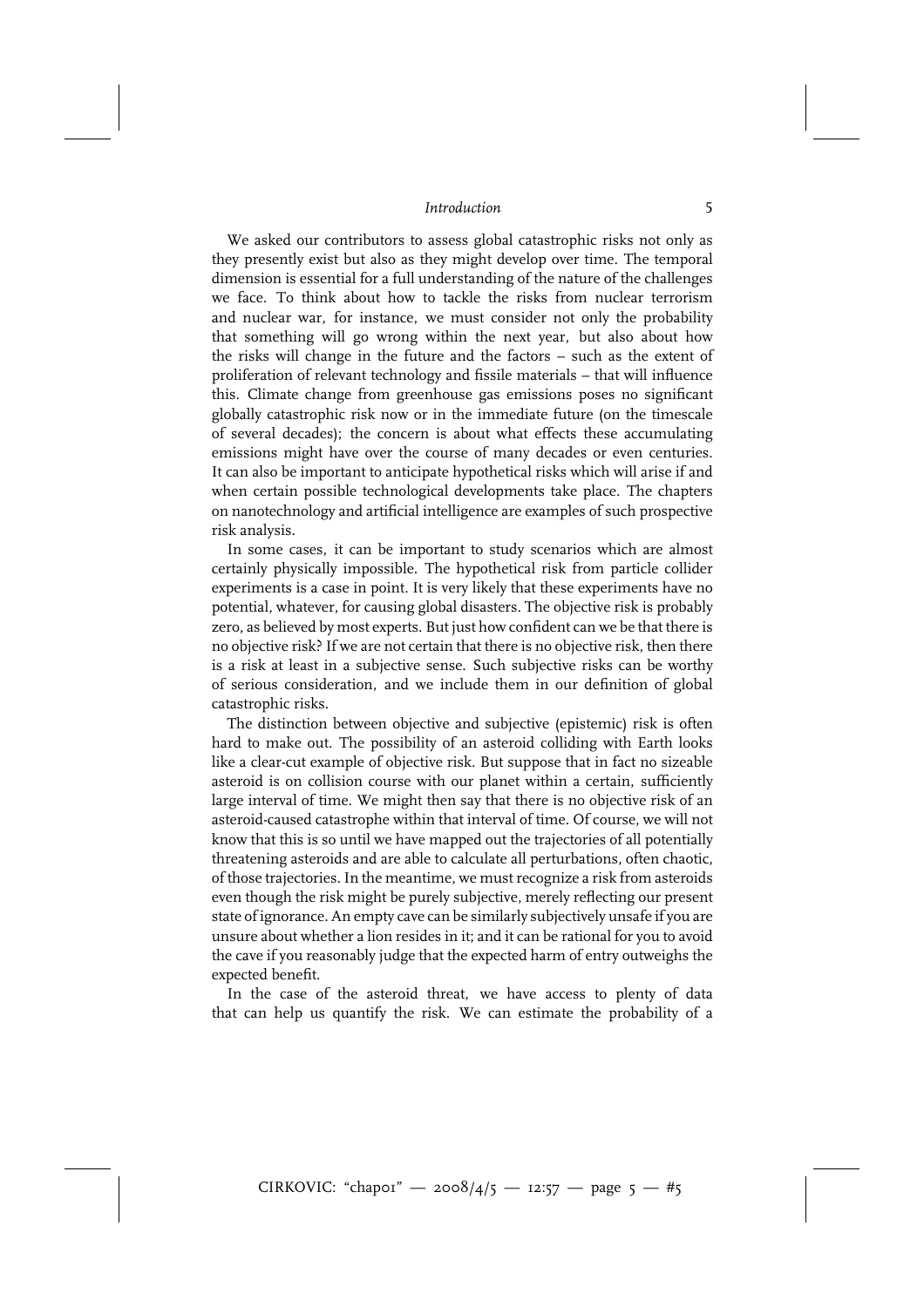We asked our contributors to assess global catastrophic risks not only as they presently exist but also as they might develop over time. The temporal dimension is essential for a full understanding of the nature of the challenges we face. To think about how to tackle the risks from nuclear terrorism and nuclear war, for instance, we must consider not only the probability that something will go wrong within the next year, but also about how the risks will change in the future and the factors – such as the extent of proliferation of relevant technology and fissile materials – that will influence this. Climate change from greenhouse gas emissions poses no significant globally catastrophic risk now or in the immediate future (on the timescale of several decades); the concern is about what effects these accumulating emissions might have over the course of many decades or even centuries. It can also be important to anticipate hypothetical risks which will arise if and when certain possible technological developments take place. The chapters on nanotechnology and artificial intelligence are examples of such prospective risk analysis.

In some cases, it can be important to study scenarios which are almost certainly physically impossible. The hypothetical risk from particle collider experiments is a case in point. It is very likely that these experiments have no potential, whatever, for causing global disasters. The objective risk is probably zero, as believed by most experts. But just how confident can we be that there is no objective risk? If we are not certain that there is no objective risk, then there is a risk at least in a subjective sense. Such subjective risks can be worthy of serious consideration, and we include them in our definition of global catastrophic risks.

The distinction between objective and subjective (epistemic) risk is often hard to make out. The possibility of an asteroid colliding with Earth looks like a clear-cut example of objective risk. But suppose that in fact no sizeable asteroid is on collision course with our planet within a certain, sufficiently large interval of time. We might then say that there is no objective risk of an asteroid-caused catastrophe within that interval of time. Of course, we will not know that this is so until we have mapped out the trajectories of all potentially threatening asteroids and are able to calculate all perturbations, often chaotic, of those trajectories. In the meantime, we must recognize a risk from asteroids even though the risk might be purely subjective, merely reflecting our present state of ignorance. An empty cave can be similarly subjectively unsafe if you are unsure about whether a lion resides in it; and it can be rational for you to avoid the cave if you reasonably judge that the expected harm of entry outweighs the expected benefit.

In the case of the asteroid threat, we have access to plenty of data that can help us quantify the risk. We can estimate the probability of a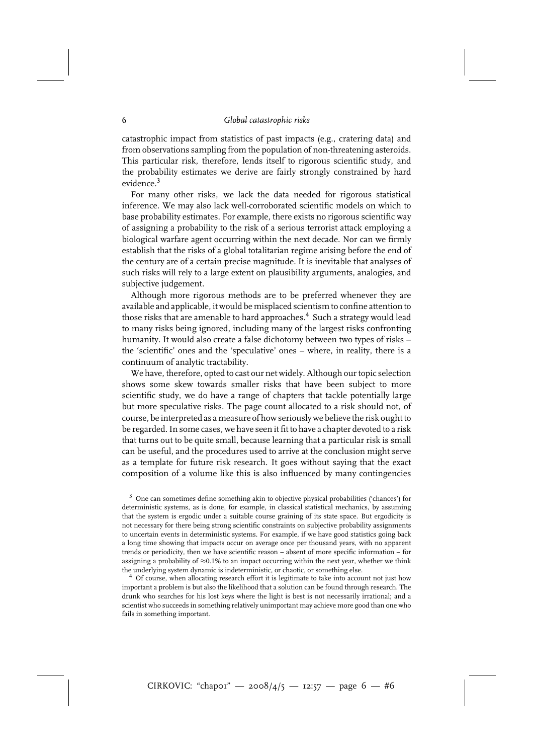catastrophic impact from statistics of past impacts (e.g., cratering data) and from observations sampling from the population of non-threatening asteroids. This particular risk, therefore, lends itself to rigorous scientific study, and the probability estimates we derive are fairly strongly constrained by hard evidence.[3]

For many other risks, we lack the data needed for rigorous statistical inference. We may also lack well-corroborated scientific models on which to base probability estimates. For example, there exists no rigorous scientific way of assigning a probability to the risk of a serious terrorist attack employing a biological warfare agent occurring within the next decade. Nor can we firmly establish that the risks of a global totalitarian regime arising before the end of the century are of a certain precise magnitude. It is inevitable that analyses of such risks will rely to a large extent on plausibility arguments, analogies, and subjective judgement.

Although more rigorous methods are to be preferred whenever they are available and applicable, it would be misplaced scientism to confine attention to those risks that are amenable to hard approaches.[4] Such a strategy would lead to many risks being ignored, including many of the largest risks confronting humanity. It would also create a false dichotomy between two types of risks – the 'scientific' ones and the 'speculative' ones – where, in reality, there is a continuum of analytic tractability.

We have, therefore, opted to cast our net widely. Although our topic selection shows some skew towards smaller risks that have been subject to more scientific study, we do have a range of chapters that tackle potentially large but more speculative risks. The page count allocated to a risk should not, of course, be interpreted as a measure of how seriously we believe the risk ought to be regarded. In some cases, we have seen it fit to have a chapter devoted to a risk that turns out to be quite small, because learning that a particular risk is small can be useful, and the procedures used to arrive at the conclusion might serve as a template for future risk research. It goes without saying that the exact composition of a volume like this is also influenced by many contingencies

---

[3] One can sometimes define something akin to objective physical probabilities ('chances') for deterministic systems, as is done, for example, in classical statistical mechanics, by assuming that the system is ergodic under a suitable course graining of its state space. But ergodicity is not necessary for there being strong scientific constraints on subjective probability assignments to uncertain events in deterministic systems. For example, if we have good statistics going back a long time showing that impacts occur on average once per thousand years, with no apparent trends or periodicity, then we have scientific reason – absent of more specific information – for assigning a probability of $\approx$0.1% to an impact occurring within the next year, whether we think the underlying system dynamic is indeterministic, or chaotic, or something else.

[4] Of course, when allocating research effort it is legitimate to take into account not just how important a problem is but also the likelihood that a solution can be found through research. The drunk who searches for his lost keys where the light is best is not necessarily irrational; and a scientist who succeeds in something relatively unimportant may achieve more good than one who fails in something important.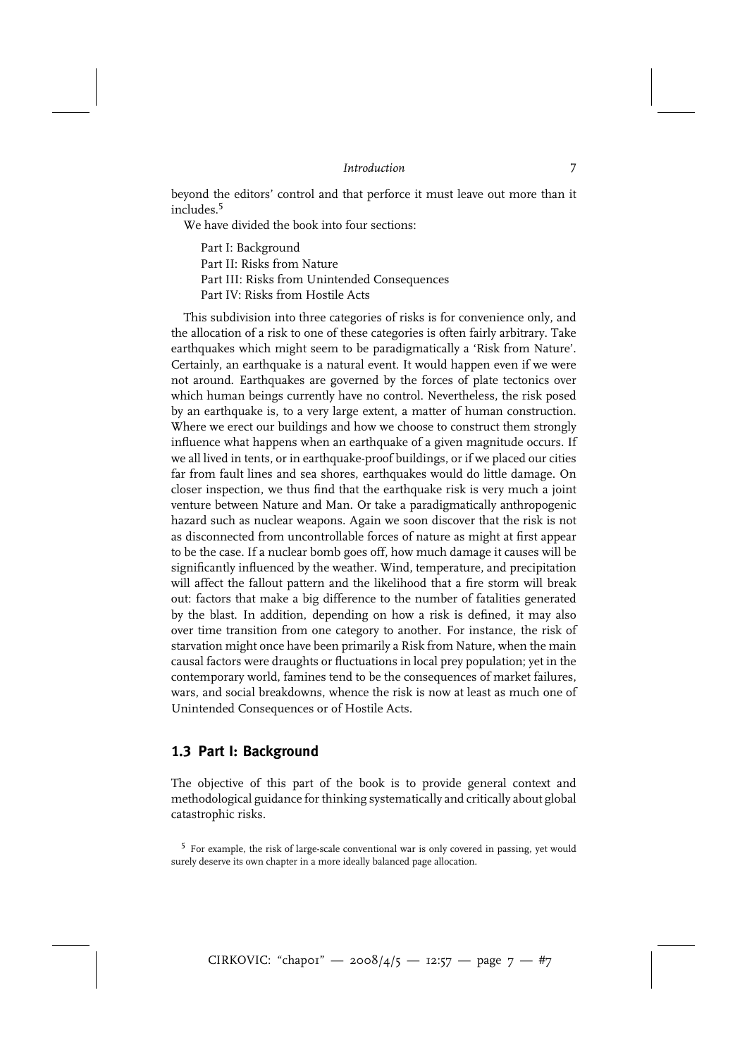beyond the editors' control and that perforce it must leave out more than it includes.[5]

We have divided the book into four sections:

Part I: Background
Part II: Risks from Nature
Part III: Risks from Unintended Consequences
Part IV: Risks from Hostile Acts

This subdivision into three categories of risks is for convenience only, and the allocation of a risk to one of these categories is often fairly arbitrary. Take earthquakes which might seem to be paradigmatically a 'Risk from Nature'. Certainly, an earthquake is a natural event. It would happen even if we were not around. Earthquakes are governed by the forces of plate tectonics over which human beings currently have no control. Nevertheless, the risk posed by an earthquake is, to a very large extent, a matter of human construction. Where we erect our buildings and how we choose to construct them strongly influence what happens when an earthquake of a given magnitude occurs. If we all lived in tents, or in earthquake-proof buildings, or if we placed our cities far from fault lines and sea shores, earthquakes would do little damage. On closer inspection, we thus find that the earthquake risk is very much a joint venture between Nature and Man. Or take a paradigmatically anthropogenic hazard such as nuclear weapons. Again we soon discover that the risk is not as disconnected from uncontrollable forces of nature as might at first appear to be the case. If a nuclear bomb goes off, how much damage it causes will be significantly influenced by the weather. Wind, temperature, and precipitation will affect the fallout pattern and the likelihood that a fire storm will break out: factors that make a big difference to the number of fatalities generated by the blast. In addition, depending on how a risk is defined, it may also over time transition from one category to another. For instance, the risk of starvation might once have been primarily a Risk from Nature, when the main causal factors were draughts or fluctuations in local prey population; yet in the contemporary world, famines tend to be the consequences of market failures, wars, and social breakdowns, whence the risk is now at least as much one of Unintended Consequences or of Hostile Acts.

## 1.3 Part I: Background

The objective of this part of the book is to provide general context and methodological guidance for thinking systematically and critically about global catastrophic risks.

[5] For example, the risk of large-scale conventional war is only covered in passing, yet would surely deserve its own chapter in a more ideally balanced page allocation.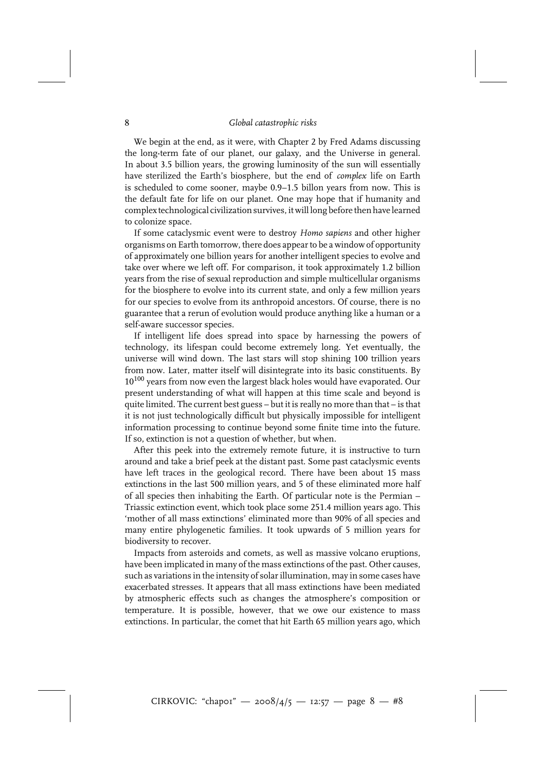We begin at the end, as it were, with Chapter 2 by Fred Adams discussing the long-term fate of our planet, our galaxy, and the Universe in general. In about 3.5 billion years, the growing luminosity of the sun will essentially have sterilized the Earth's biosphere, but the end of *complex* life on Earth is scheduled to come sooner, maybe 0.9–1.5 billon years from now. This is the default fate for life on our planet. One may hope that if humanity and complex technological civilization survives, it will long before then have learned to colonize space.

If some cataclysmic event were to destroy *Homo sapiens* and other higher organisms on Earth tomorrow, there does appear to be a window of opportunity of approximately one billion years for another intelligent species to evolve and take over where we left off. For comparison, it took approximately 1.2 billion years from the rise of sexual reproduction and simple multicellular organisms for the biosphere to evolve into its current state, and only a few million years for our species to evolve from its anthropoid ancestors. Of course, there is no guarantee that a rerun of evolution would produce anything like a human or a self-aware successor species.

If intelligent life does spread into space by harnessing the powers of technology, its lifespan could become extremely long. Yet eventually, the universe will wind down. The last stars will stop shining 100 trillion years from now. Later, matter itself will disintegrate into its basic constituents. By $10^{100}$ years from now even the largest black holes would have evaporated. Our present understanding of what will happen at this time scale and beyond is quite limited. The current best guess – but it is really no more than that – is that it is not just technologically difficult but physically impossible for intelligent information processing to continue beyond some finite time into the future. If so, extinction is not a question of whether, but when.

After this peek into the extremely remote future, it is instructive to turn around and take a brief peek at the distant past. Some past cataclysmic events have left traces in the geological record. There have been about 15 mass extinctions in the last 500 million years, and 5 of these eliminated more half of all species then inhabiting the Earth. Of particular note is the Permian – Triassic extinction event, which took place some 251.4 million years ago. This 'mother of all mass extinctions' eliminated more than 90% of all species and many entire phylogenetic families. It took upwards of 5 million years for biodiversity to recover.

Impacts from asteroids and comets, as well as massive volcano eruptions, have been implicated in many of the mass extinctions of the past. Other causes, such as variations in the intensity of solar illumination, may in some cases have exacerbated stresses. It appears that all mass extinctions have been mediated by atmospheric effects such as changes the atmosphere's composition or temperature. It is possible, however, that we owe our existence to mass extinctions. In particular, the comet that hit Earth 65 million years ago, which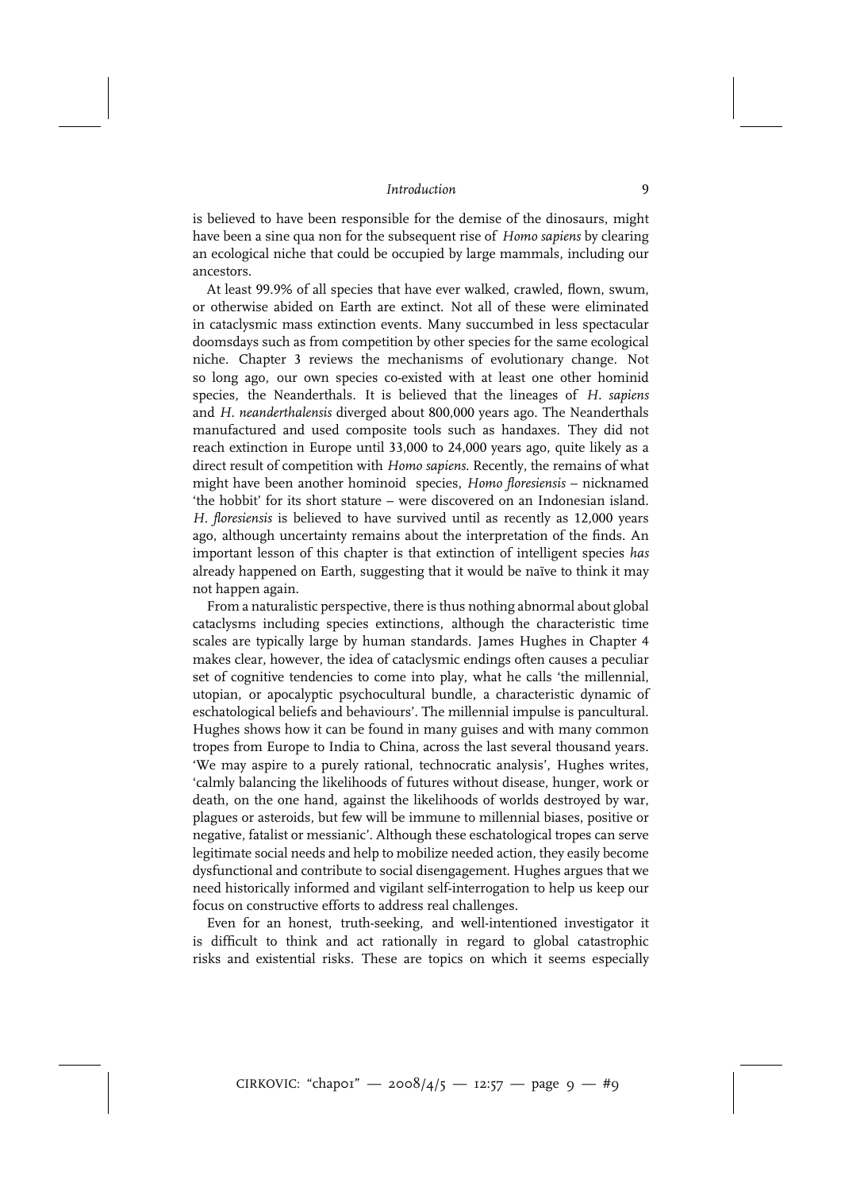is believed to have been responsible for the demise of the dinosaurs, might have been a sine qua non for the subsequent rise of *Homo sapiens* by clearing an ecological niche that could be occupied by large mammals, including our ancestors.

At least 99.9% of all species that have ever walked, crawled, flown, swum, or otherwise abided on Earth are extinct. Not all of these were eliminated in cataclysmic mass extinction events. Many succumbed in less spectacular doomsdays such as from competition by other species for the same ecological niche. Chapter 3 reviews the mechanisms of evolutionary change. Not so long ago, our own species co-existed with at least one other hominid species, the Neanderthals. It is believed that the lineages of *H. sapiens* and *H. neanderthalensis* diverged about 800,000 years ago. The Neanderthals manufactured and used composite tools such as handaxes. They did not reach extinction in Europe until 33,000 to 24,000 years ago, quite likely as a direct result of competition with *Homo sapiens*. Recently, the remains of what might have been another hominoid species, *Homo floresiensis* – nicknamed 'the hobbit' for its short stature – were discovered on an Indonesian island. *H. floresiensis* is believed to have survived until as recently as 12,000 years ago, although uncertainty remains about the interpretation of the finds. An important lesson of this chapter is that extinction of intelligent species *has* already happened on Earth, suggesting that it would be naïve to think it may not happen again.

From a naturalistic perspective, there is thus nothing abnormal about global cataclysms including species extinctions, although the characteristic time scales are typically large by human standards. James Hughes in Chapter 4 makes clear, however, the idea of cataclysmic endings often causes a peculiar set of cognitive tendencies to come into play, what he calls 'the millennial, utopian, or apocalyptic psychocultural bundle, a characteristic dynamic of eschatological beliefs and behaviours'. The millennial impulse is pancultural. Hughes shows how it can be found in many guises and with many common tropes from Europe to India to China, across the last several thousand years. 'We may aspire to a purely rational, technocratic analysis', Hughes writes, 'calmly balancing the likelihoods of futures without disease, hunger, work or death, on the one hand, against the likelihoods of worlds destroyed by war, plagues or asteroids, but few will be immune to millennial biases, positive or negative, fatalist or messianic'. Although these eschatological tropes can serve legitimate social needs and help to mobilize needed action, they easily become dysfunctional and contribute to social disengagement. Hughes argues that we need historically informed and vigilant self-interrogation to help us keep our focus on constructive efforts to address real challenges.

Even for an honest, truth-seeking, and well-intentioned investigator it is difficult to think and act rationally in regard to global catastrophic risks and existential risks. These are topics on which it seems especially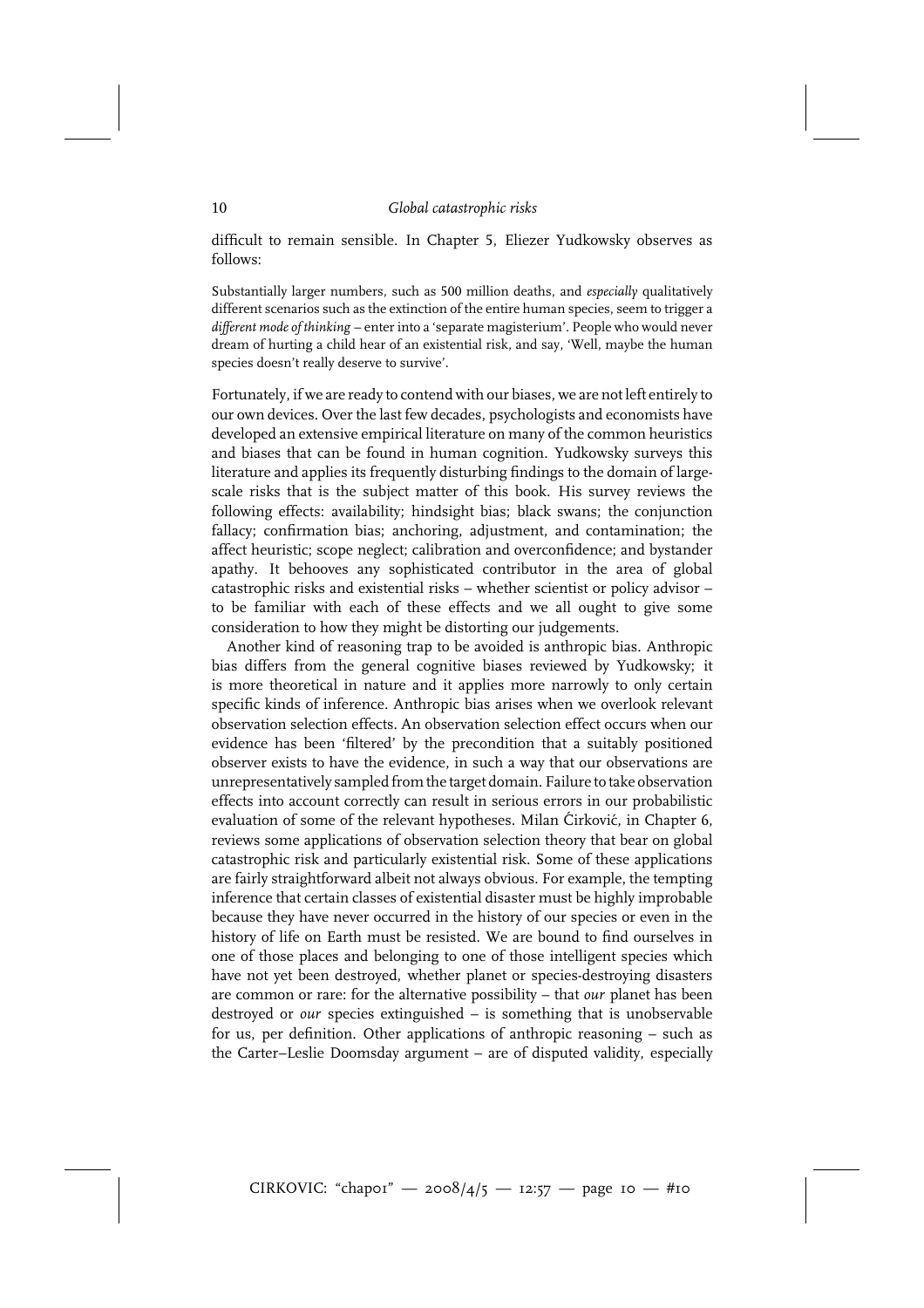difficult to remain sensible. In Chapter 5, Eliezer Yudkowsky observes as follows:

> Substantially larger numbers, such as 500 million deaths, and *especially* qualitatively different scenarios such as the extinction of the entire human species, seem to trigger a *different mode of thinking* – enter into a 'separate magisterium'. People who would never dream of hurting a child hear of an existential risk, and say, 'Well, maybe the human species doesn't really deserve to survive'.

Fortunately, if we are ready to contend with our biases, we are not left entirely to our own devices. Over the last few decades, psychologists and economists have developed an extensive empirical literature on many of the common heuristics and biases that can be found in human cognition. Yudkowsky surveys this literature and applies its frequently disturbing findings to the domain of large-scale risks that is the subject matter of this book. His survey reviews the following effects: availability; hindsight bias; black swans; the conjunction fallacy; confirmation bias; anchoring, adjustment, and contamination; the affect heuristic; scope neglect; calibration and overconfidence; and bystander apathy. It behooves any sophisticated contributor in the area of global catastrophic risks and existential risks – whether scientist or policy advisor – to be familiar with each of these effects and we all ought to give some consideration to how they might be distorting our judgements.

Another kind of reasoning trap to be avoided is anthropic bias. Anthropic bias differs from the general cognitive biases reviewed by Yudkowsky; it is more theoretical in nature and it applies more narrowly to only certain specific kinds of inference. Anthropic bias arises when we overlook relevant observation selection effects. An observation selection effect occurs when our evidence has been 'filtered' by the precondition that a suitably positioned observer exists to have the evidence, in such a way that our observations are unrepresentatively sampled from the target domain. Failure to take observation effects into account correctly can result in serious errors in our probabilistic evaluation of some of the relevant hypotheses. Milan Ćirković, in Chapter 6, reviews some applications of observation selection theory that bear on global catastrophic risk and particularly existential risk. Some of these applications are fairly straightforward albeit not always obvious. For example, the tempting inference that certain classes of existential disaster must be highly improbable because they have never occurred in the history of our species or even in the history of life on Earth must be resisted. We are bound to find ourselves in one of those places and belonging to one of those intelligent species which have not yet been destroyed, whether planet or species-destroying disasters are common or rare: for the alternative possibility – that *our* planet has been destroyed or *our* species extinguished – is something that is unobservable for us, per definition. Other applications of anthropic reasoning – such as the Carter–Leslie Doomsday argument – are of disputed validity, especially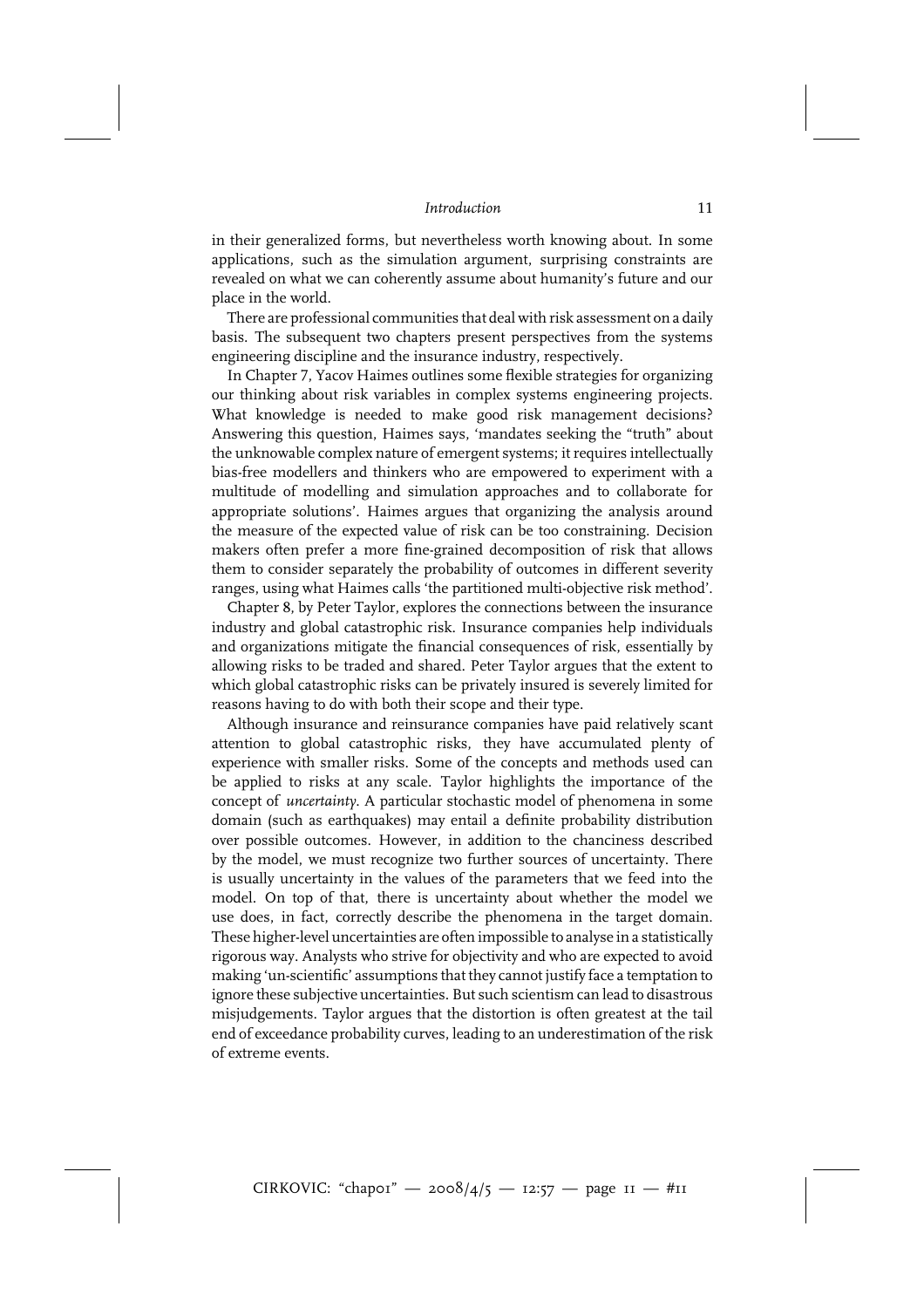in their generalized forms, but nevertheless worth knowing about. In some applications, such as the simulation argument, surprising constraints are revealed on what we can coherently assume about humanity's future and our place in the world.

There are professional communities that deal with risk assessment on a daily basis. The subsequent two chapters present perspectives from the systems engineering discipline and the insurance industry, respectively.

In Chapter 7, Yacov Haimes outlines some flexible strategies for organizing our thinking about risk variables in complex systems engineering projects. What knowledge is needed to make good risk management decisions? Answering this question, Haimes says, 'mandates seeking the "truth" about the unknowable complex nature of emergent systems; it requires intellectually bias-free modellers and thinkers who are empowered to experiment with a multitude of modelling and simulation approaches and to collaborate for appropriate solutions'. Haimes argues that organizing the analysis around the measure of the expected value of risk can be too constraining. Decision makers often prefer a more fine-grained decomposition of risk that allows them to consider separately the probability of outcomes in different severity ranges, using what Haimes calls 'the partitioned multi-objective risk method'.

Chapter 8, by Peter Taylor, explores the connections between the insurance industry and global catastrophic risk. Insurance companies help individuals and organizations mitigate the financial consequences of risk, essentially by allowing risks to be traded and shared. Peter Taylor argues that the extent to which global catastrophic risks can be privately insured is severely limited for reasons having to do with both their scope and their type.

Although insurance and reinsurance companies have paid relatively scant attention to global catastrophic risks, they have accumulated plenty of experience with smaller risks. Some of the concepts and methods used can be applied to risks at any scale. Taylor highlights the importance of the concept of *uncertainty*. A particular stochastic model of phenomena in some domain (such as earthquakes) may entail a definite probability distribution over possible outcomes. However, in addition to the chanciness described by the model, we must recognize two further sources of uncertainty. There is usually uncertainty in the values of the parameters that we feed into the model. On top of that, there is uncertainty about whether the model we use does, in fact, correctly describe the phenomena in the target domain. These higher-level uncertainties are often impossible to analyse in a statistically rigorous way. Analysts who strive for objectivity and who are expected to avoid making 'un-scientific' assumptions that they cannot justify face a temptation to ignore these subjective uncertainties. But such scientism can lead to disastrous misjudgements. Taylor argues that the distortion is often greatest at the tail end of exceedance probability curves, leading to an underestimation of the risk of extreme events.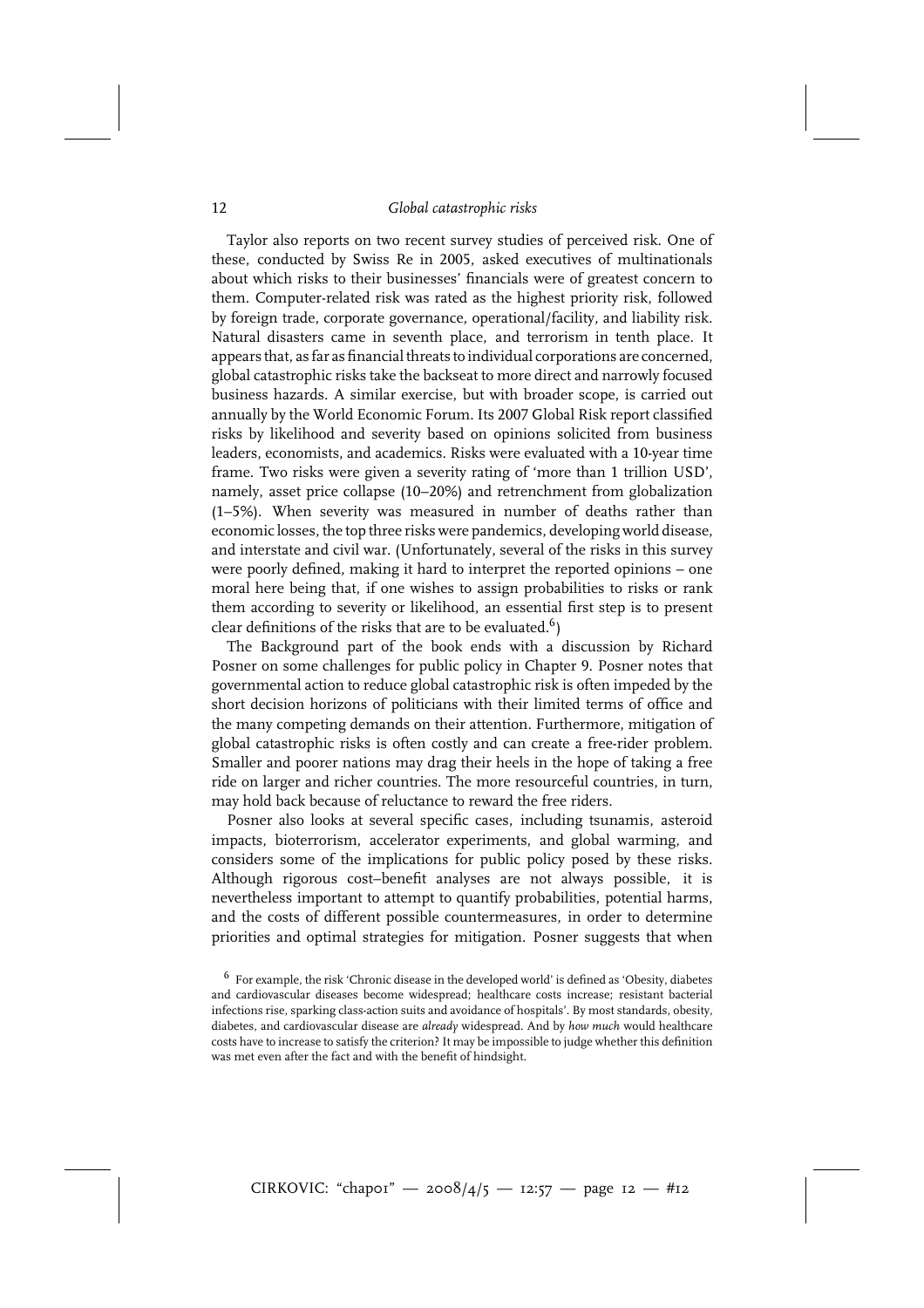Taylor also reports on two recent survey studies of perceived risk. One of these, conducted by Swiss Re in 2005, asked executives of multinationals about which risks to their businesses' financials were of greatest concern to them. Computer-related risk was rated as the highest priority risk, followed by foreign trade, corporate governance, operational/facility, and liability risk. Natural disasters came in seventh place, and terrorism in tenth place. It appears that, as far as financial threats to individual corporations are concerned, global catastrophic risks take the backseat to more direct and narrowly focused business hazards. A similar exercise, but with broader scope, is carried out annually by the World Economic Forum. Its 2007 Global Risk report classified risks by likelihood and severity based on opinions solicited from business leaders, economists, and academics. Risks were evaluated with a 10-year time frame. Two risks were given a severity rating of 'more than 1 trillion USD', namely, asset price collapse (10–20%) and retrenchment from globalization (1–5%). When severity was measured in number of deaths rather than economic losses, the top three risks were pandemics, developing world disease, and interstate and civil war. (Unfortunately, several of the risks in this survey were poorly defined, making it hard to interpret the reported opinions – one moral here being that, if one wishes to assign probabilities to risks or rank them according to severity or likelihood, an essential first step is to present clear definitions of the risks that are to be evaluated.[6])

The Background part of the book ends with a discussion by Richard Posner on some challenges for public policy in Chapter 9. Posner notes that governmental action to reduce global catastrophic risk is often impeded by the short decision horizons of politicians with their limited terms of office and the many competing demands on their attention. Furthermore, mitigation of global catastrophic risks is often costly and can create a free-rider problem. Smaller and poorer nations may drag their heels in the hope of taking a free ride on larger and richer countries. The more resourceful countries, in turn, may hold back because of reluctance to reward the free riders.

Posner also looks at several specific cases, including tsunamis, asteroid impacts, bioterrorism, accelerator experiments, and global warming, and considers some of the implications for public policy posed by these risks. Although rigorous cost–benefit analyses are not always possible, it is nevertheless important to attempt to quantify probabilities, potential harms, and the costs of different possible countermeasures, in order to determine priorities and optimal strategies for mitigation. Posner suggests that when

[6] For example, the risk 'Chronic disease in the developed world' is defined as 'Obesity, diabetes and cardiovascular diseases become widespread; healthcare costs increase; resistant bacterial infections rise, sparking class-action suits and avoidance of hospitals'. By most standards, obesity, diabetes, and cardiovascular disease are *already* widespread. And by *how much* would healthcare costs have to increase to satisfy the criterion? It may be impossible to judge whether this definition was met even after the fact and with the benefit of hindsight.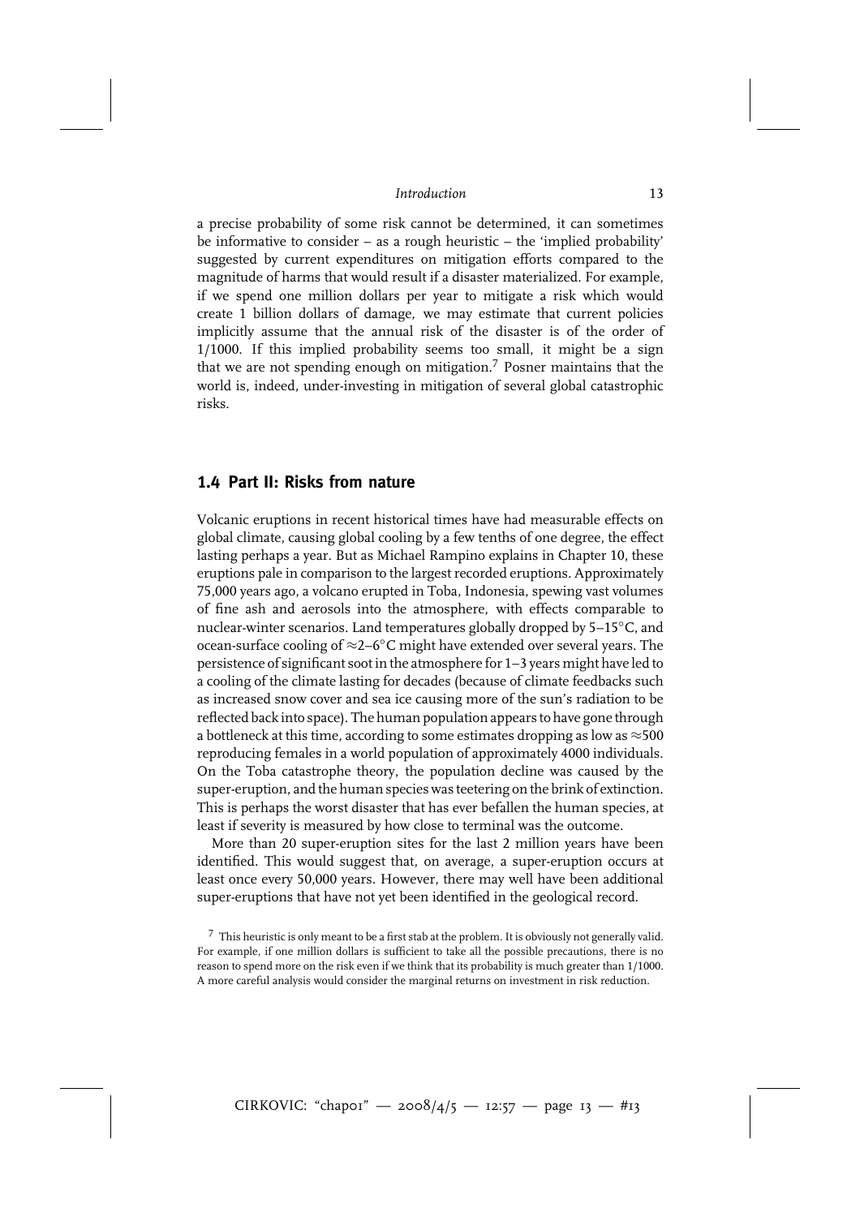a precise probability of some risk cannot be determined, it can sometimes be informative to consider – as a rough heuristic – the 'implied probability' suggested by current expenditures on mitigation efforts compared to the magnitude of harms that would result if a disaster materialized. For example, if we spend one million dollars per year to mitigate a risk which would create 1 billion dollars of damage, we may estimate that current policies implicitly assume that the annual risk of the disaster is of the order of 1/1000. If this implied probability seems too small, it might be a sign that we are not spending enough on mitigation.[7] Posner maintains that the world is, indeed, under-investing in mitigation of several global catastrophic risks.

## 1.4 Part II: Risks from nature

Volcanic eruptions in recent historical times have had measurable effects on global climate, causing global cooling by a few tenths of one degree, the effect lasting perhaps a year. But as Michael Rampino explains in Chapter 10, these eruptions pale in comparison to the largest recorded eruptions. Approximately 75,000 years ago, a volcano erupted in Toba, Indonesia, spewing vast volumes of fine ash and aerosols into the atmosphere, with effects comparable to nuclear-winter scenarios. Land temperatures globally dropped by 5–15°C, and ocean-surface cooling of ≈2–6°C might have extended over several years. The persistence of significant soot in the atmosphere for 1–3 years might have led to a cooling of the climate lasting for decades (because of climate feedbacks such as increased snow cover and sea ice causing more of the sun's radiation to be reflected back into space). The human population appears to have gone through a bottleneck at this time, according to some estimates dropping as low as ≈500 reproducing females in a world population of approximately 4000 individuals. On the Toba catastrophe theory, the population decline was caused by the super-eruption, and the human species was teetering on the brink of extinction. This is perhaps the worst disaster that has ever befallen the human species, at least if severity is measured by how close to terminal was the outcome.

More than 20 super-eruption sites for the last 2 million years have been identified. This would suggest that, on average, a super-eruption occurs at least once every 50,000 years. However, there may well have been additional super-eruptions that have not yet been identified in the geological record.

[7] This heuristic is only meant to be a first stab at the problem. It is obviously not generally valid. For example, if one million dollars is sufficient to take all the possible precautions, there is no reason to spend more on the risk even if we think that its probability is much greater than 1/1000. A more careful analysis would consider the marginal returns on investment in risk reduction.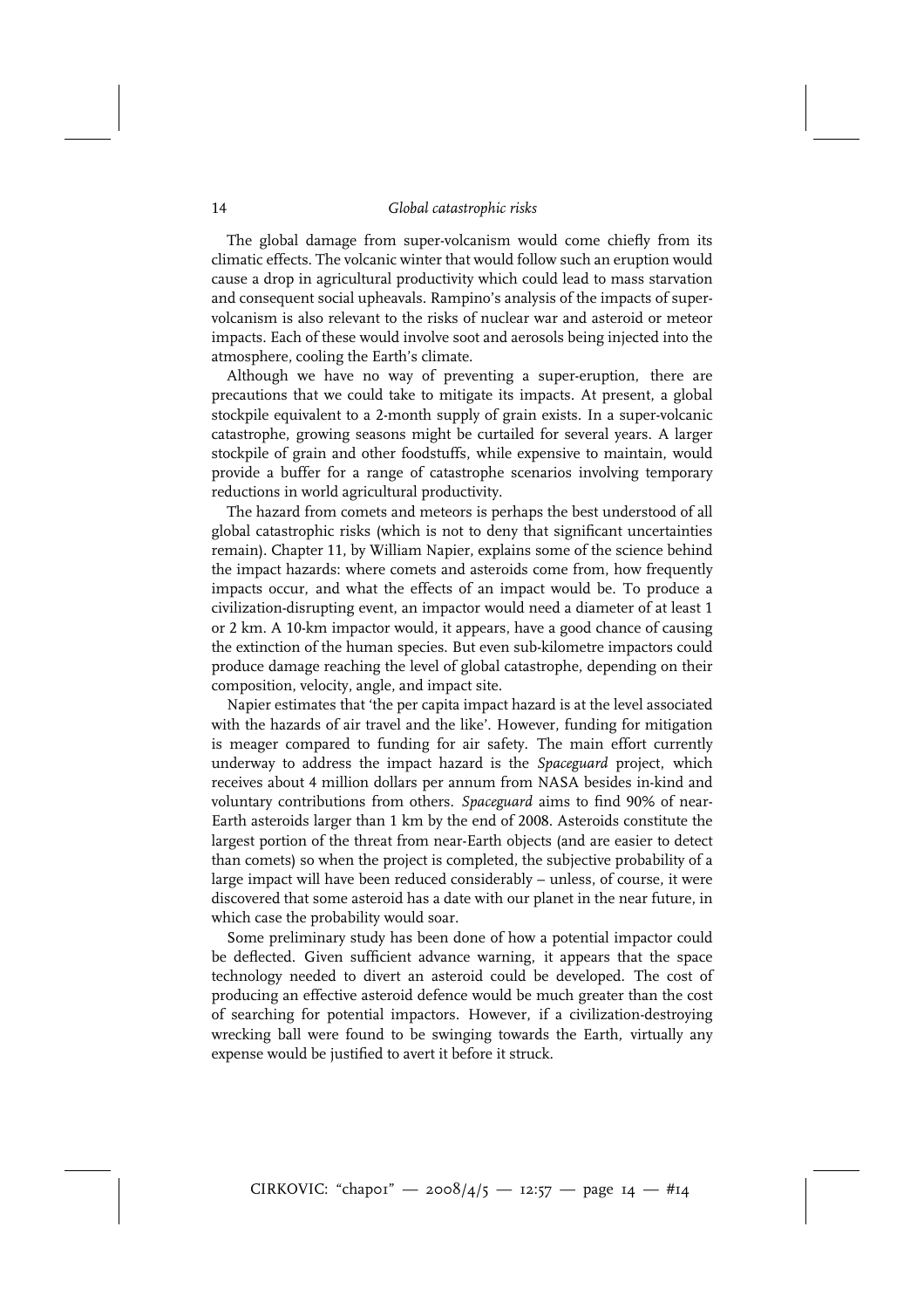The global damage from super-volcanism would come chiefly from its climatic effects. The volcanic winter that would follow such an eruption would cause a drop in agricultural productivity which could lead to mass starvation and consequent social upheavals. Rampino's analysis of the impacts of super-volcanism is also relevant to the risks of nuclear war and asteroid or meteor impacts. Each of these would involve soot and aerosols being injected into the atmosphere, cooling the Earth's climate.

Although we have no way of preventing a super-eruption, there are precautions that we could take to mitigate its impacts. At present, a global stockpile equivalent to a 2-month supply of grain exists. In a super-volcanic catastrophe, growing seasons might be curtailed for several years. A larger stockpile of grain and other foodstuffs, while expensive to maintain, would provide a buffer for a range of catastrophe scenarios involving temporary reductions in world agricultural productivity.

The hazard from comets and meteors is perhaps the best understood of all global catastrophic risks (which is not to deny that significant uncertainties remain). Chapter 11, by William Napier, explains some of the science behind the impact hazards: where comets and asteroids come from, how frequently impacts occur, and what the effects of an impact would be. To produce a civilization-disrupting event, an impactor would need a diameter of at least 1 or 2 km. A 10-km impactor would, it appears, have a good chance of causing the extinction of the human species. But even sub-kilometre impactors could produce damage reaching the level of global catastrophe, depending on their composition, velocity, angle, and impact site.

Napier estimates that 'the per capita impact hazard is at the level associated with the hazards of air travel and the like'. However, funding for mitigation is meager compared to funding for air safety. The main effort currently underway to address the impact hazard is the *Spaceguard* project, which receives about 4 million dollars per annum from NASA besides in-kind and voluntary contributions from others. *Spaceguard* aims to find 90% of near-Earth asteroids larger than 1 km by the end of 2008. Asteroids constitute the largest portion of the threat from near-Earth objects (and are easier to detect than comets) so when the project is completed, the subjective probability of a large impact will have been reduced considerably – unless, of course, it were discovered that some asteroid has a date with our planet in the near future, in which case the probability would soar.

Some preliminary study has been done of how a potential impactor could be deflected. Given sufficient advance warning, it appears that the space technology needed to divert an asteroid could be developed. The cost of producing an effective asteroid defence would be much greater than the cost of searching for potential impactors. However, if a civilization-destroying wrecking ball were found to be swinging towards the Earth, virtually any expense would be justified to avert it before it struck.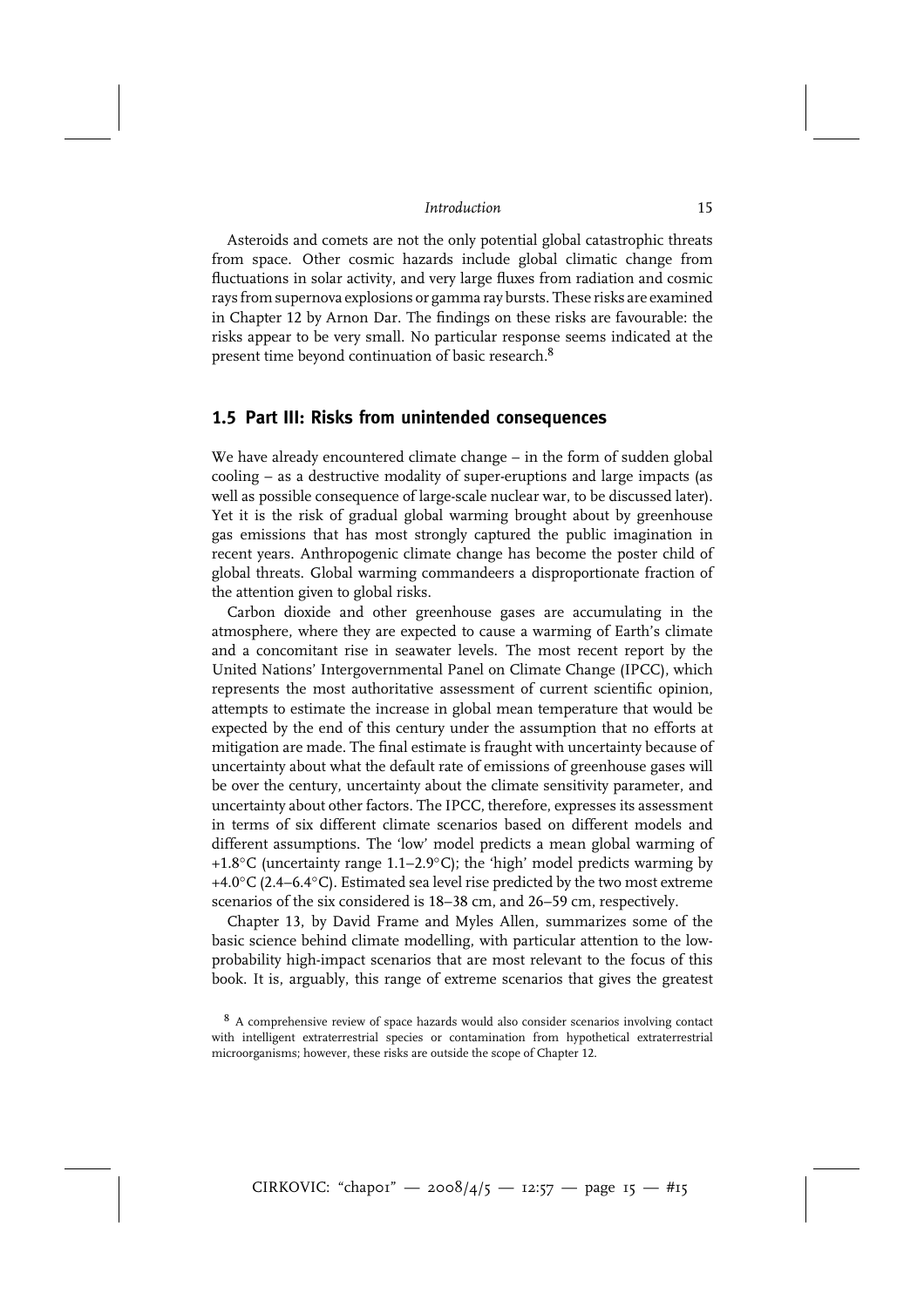Asteroids and comets are not the only potential global catastrophic threats from space. Other cosmic hazards include global climatic change from fluctuations in solar activity, and very large fluxes from radiation and cosmic rays from supernova explosions or gamma ray bursts. These risks are examined in Chapter 12 by Arnon Dar. The findings on these risks are favourable: the risks appear to be very small. No particular response seems indicated at the present time beyond continuation of basic research.[8]

## 1.5 Part III: Risks from unintended consequences

We have already encountered climate change – in the form of sudden global cooling – as a destructive modality of super-eruptions and large impacts (as well as possible consequence of large-scale nuclear war, to be discussed later). Yet it is the risk of gradual global warming brought about by greenhouse gas emissions that has most strongly captured the public imagination in recent years. Anthropogenic climate change has become the poster child of global threats. Global warming commandeers a disproportionate fraction of the attention given to global risks.

Carbon dioxide and other greenhouse gases are accumulating in the atmosphere, where they are expected to cause a warming of Earth's climate and a concomitant rise in seawater levels. The most recent report by the United Nations' Intergovernmental Panel on Climate Change (IPCC), which represents the most authoritative assessment of current scientific opinion, attempts to estimate the increase in global mean temperature that would be expected by the end of this century under the assumption that no efforts at mitigation are made. The final estimate is fraught with uncertainty because of uncertainty about what the default rate of emissions of greenhouse gases will be over the century, uncertainty about the climate sensitivity parameter, and uncertainty about other factors. The IPCC, therefore, expresses its assessment in terms of six different climate scenarios based on different models and different assumptions. The 'low' model predicts a mean global warming of +1.8°C (uncertainty range 1.1–2.9°C); the 'high' model predicts warming by +4.0°C (2.4–6.4°C). Estimated sea level rise predicted by the two most extreme scenarios of the six considered is 18–38 cm, and 26–59 cm, respectively.

Chapter 13, by David Frame and Myles Allen, summarizes some of the basic science behind climate modelling, with particular attention to the low-probability high-impact scenarios that are most relevant to the focus of this book. It is, arguably, this range of extreme scenarios that gives the greatest

[8] A comprehensive review of space hazards would also consider scenarios involving contact with intelligent extraterrestrial species or contamination from hypothetical extraterrestrial microorganisms; however, these risks are outside the scope of Chapter 12.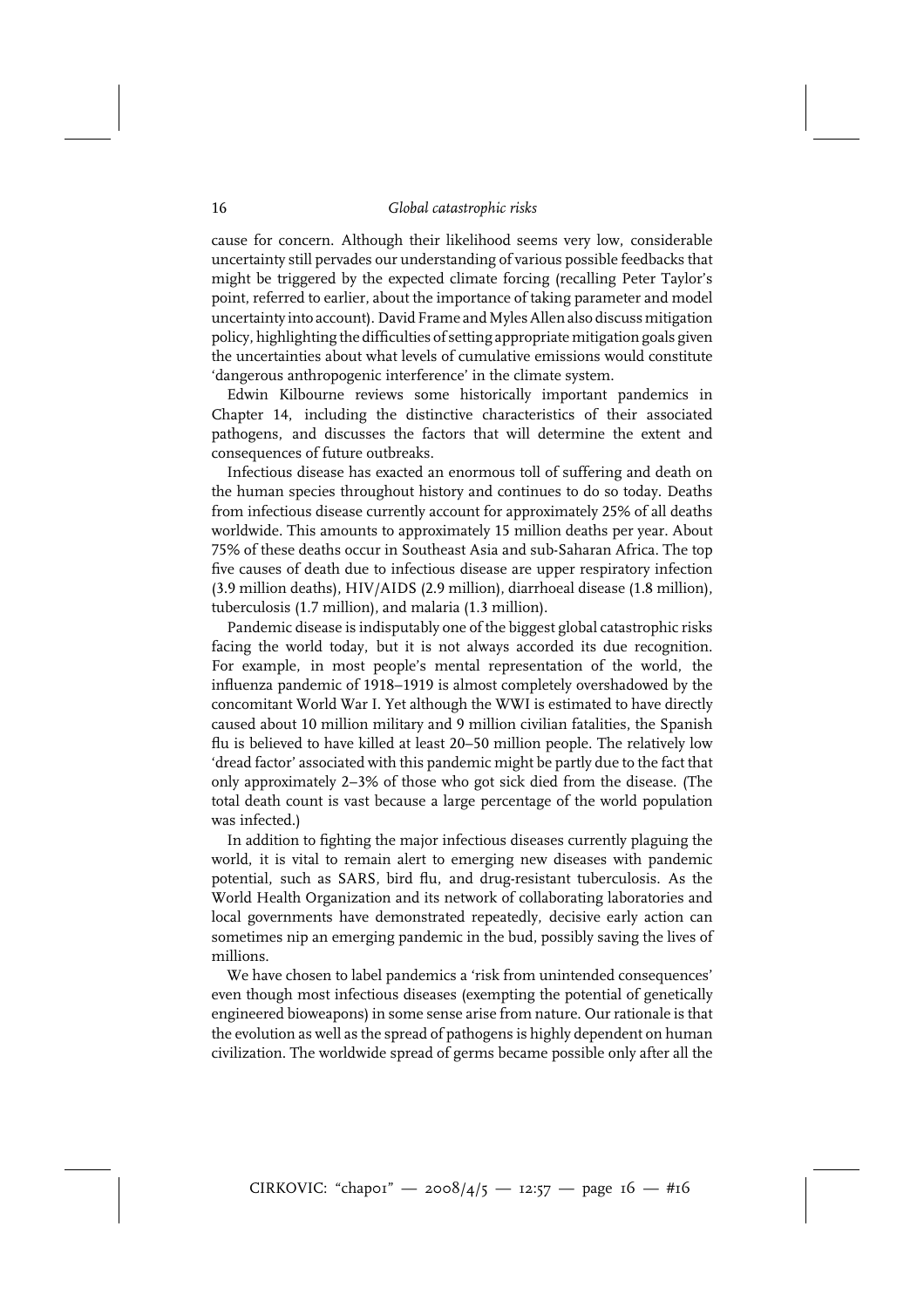cause for concern. Although their likelihood seems very low, considerable uncertainty still pervades our understanding of various possible feedbacks that might be triggered by the expected climate forcing (recalling Peter Taylor's point, referred to earlier, about the importance of taking parameter and model uncertainty into account). David Frame and Myles Allen also discuss mitigation policy, highlighting the difficulties of setting appropriate mitigation goals given the uncertainties about what levels of cumulative emissions would constitute 'dangerous anthropogenic interference' in the climate system.

Edwin Kilbourne reviews some historically important pandemics in Chapter 14, including the distinctive characteristics of their associated pathogens, and discusses the factors that will determine the extent and consequences of future outbreaks.

Infectious disease has exacted an enormous toll of suffering and death on the human species throughout history and continues to do so today. Deaths from infectious disease currently account for approximately 25% of all deaths worldwide. This amounts to approximately 15 million deaths per year. About 75% of these deaths occur in Southeast Asia and sub-Saharan Africa. The top five causes of death due to infectious disease are upper respiratory infection (3.9 million deaths), HIV/AIDS (2.9 million), diarrhoeal disease (1.8 million), tuberculosis (1.7 million), and malaria (1.3 million).

Pandemic disease is indisputably one of the biggest global catastrophic risks facing the world today, but it is not always accorded its due recognition. For example, in most people's mental representation of the world, the influenza pandemic of 1918–1919 is almost completely overshadowed by the concomitant World War I. Yet although the WWI is estimated to have directly caused about 10 million military and 9 million civilian fatalities, the Spanish flu is believed to have killed at least 20–50 million people. The relatively low 'dread factor' associated with this pandemic might be partly due to the fact that only approximately 2–3% of those who got sick died from the disease. (The total death count is vast because a large percentage of the world population was infected.)

In addition to fighting the major infectious diseases currently plaguing the world, it is vital to remain alert to emerging new diseases with pandemic potential, such as SARS, bird flu, and drug-resistant tuberculosis. As the World Health Organization and its network of collaborating laboratories and local governments have demonstrated repeatedly, decisive early action can sometimes nip an emerging pandemic in the bud, possibly saving the lives of millions.

We have chosen to label pandemics a 'risk from unintended consequences' even though most infectious diseases (exempting the potential of genetically engineered bioweapons) in some sense arise from nature. Our rationale is that the evolution as well as the spread of pathogens is highly dependent on human civilization. The worldwide spread of germs became possible only after all the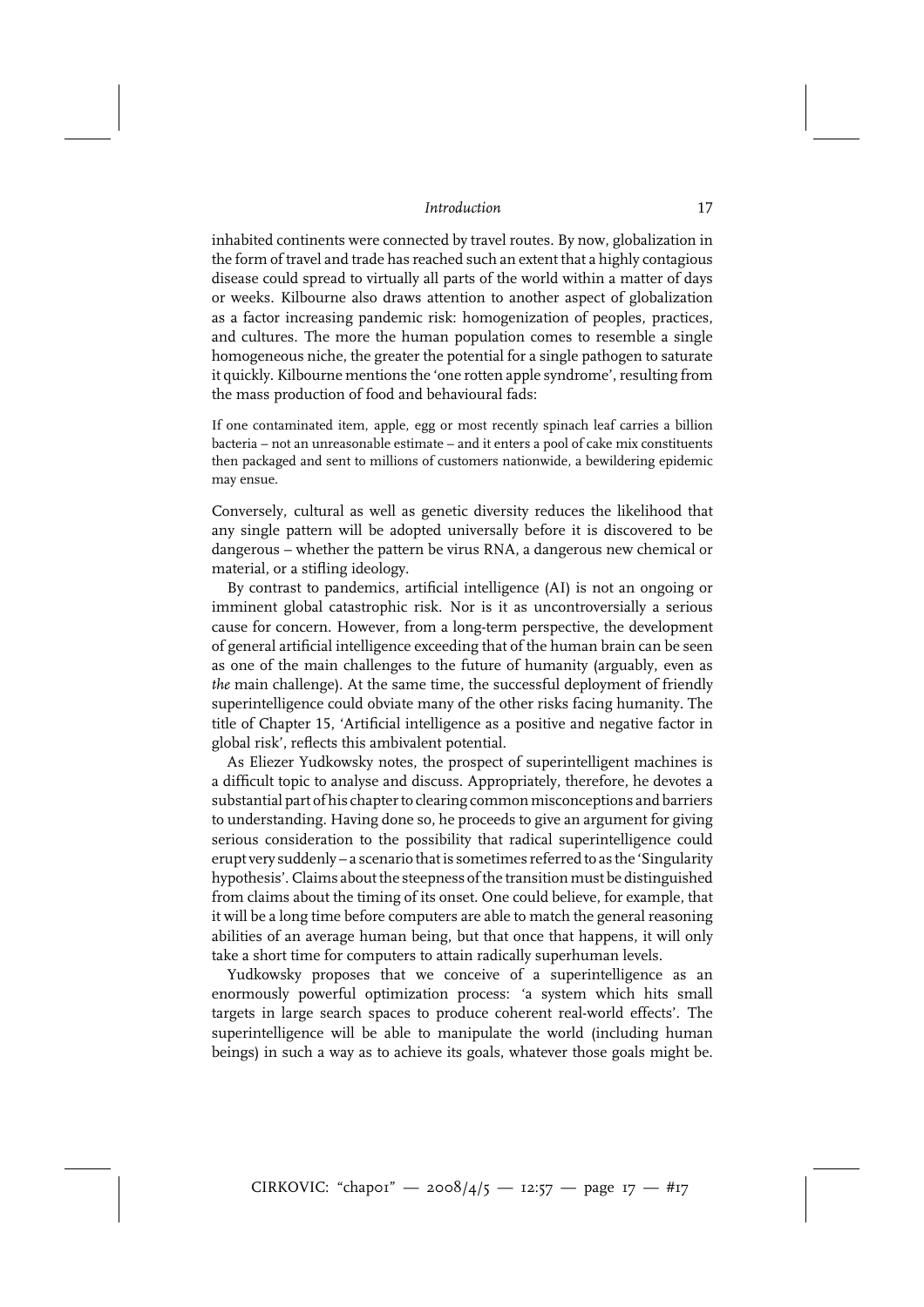inhabited continents were connected by travel routes. By now, globalization in the form of travel and trade has reached such an extent that a highly contagious disease could spread to virtually all parts of the world within a matter of days or weeks. Kilbourne also draws attention to another aspect of globalization as a factor increasing pandemic risk: homogenization of peoples, practices, and cultures. The more the human population comes to resemble a single homogeneous niche, the greater the potential for a single pathogen to saturate it quickly. Kilbourne mentions the 'one rotten apple syndrome', resulting from the mass production of food and behavioural fads:

> If one contaminated item, apple, egg or most recently spinach leaf carries a billion bacteria – not an unreasonable estimate – and it enters a pool of cake mix constituents then packaged and sent to millions of customers nationwide, a bewildering epidemic may ensue.

Conversely, cultural as well as genetic diversity reduces the likelihood that any single pattern will be adopted universally before it is discovered to be dangerous – whether the pattern be virus RNA, a dangerous new chemical or material, or a stifling ideology.

By contrast to pandemics, artificial intelligence (AI) is not an ongoing or imminent global catastrophic risk. Nor is it as uncontroversially a serious cause for concern. However, from a long-term perspective, the development of general artificial intelligence exceeding that of the human brain can be seen as one of the main challenges to the future of humanity (arguably, even as *the* main challenge). At the same time, the successful deployment of friendly superintelligence could obviate many of the other risks facing humanity. The title of Chapter 15, 'Artificial intelligence as a positive and negative factor in global risk', reflects this ambivalent potential.

As Eliezer Yudkowsky notes, the prospect of superintelligent machines is a difficult topic to analyse and discuss. Appropriately, therefore, he devotes a substantial part of his chapter to clearing common misconceptions and barriers to understanding. Having done so, he proceeds to give an argument for giving serious consideration to the possibility that radical superintelligence could erupt very suddenly – a scenario that is sometimes referred to as the 'Singularity hypothesis'. Claims about the steepness of the transition must be distinguished from claims about the timing of its onset. One could believe, for example, that it will be a long time before computers are able to match the general reasoning abilities of an average human being, but that once that happens, it will only take a short time for computers to attain radically superhuman levels.

Yudkowsky proposes that we conceive of a superintelligence as an enormously powerful optimization process: 'a system which hits small targets in large search spaces to produce coherent real-world effects'. The superintelligence will be able to manipulate the world (including human beings) in such a way as to achieve its goals, whatever those goals might be.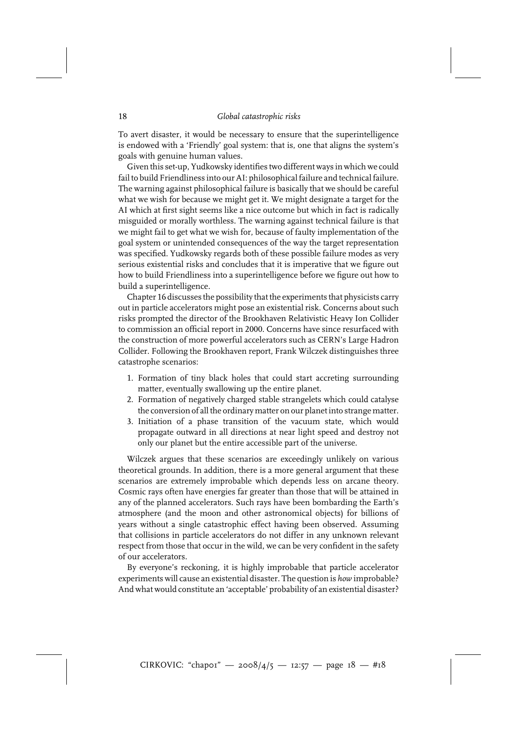To avert disaster, it would be necessary to ensure that the superintelligence is endowed with a 'Friendly' goal system: that is, one that aligns the system's goals with genuine human values.

Given this set-up, Yudkowsky identifies two different ways in which we could fail to build Friendliness into our AI: philosophical failure and technical failure. The warning against philosophical failure is basically that we should be careful what we wish for because we might get it. We might designate a target for the AI which at first sight seems like a nice outcome but which in fact is radically misguided or morally worthless. The warning against technical failure is that we might fail to get what we wish for, because of faulty implementation of the goal system or unintended consequences of the way the target representation was specified. Yudkowsky regards both of these possible failure modes as very serious existential risks and concludes that it is imperative that we figure out how to build Friendliness into a superintelligence before we figure out how to build a superintelligence.

Chapter 16 discusses the possibility that the experiments that physicists carry out in particle accelerators might pose an existential risk. Concerns about such risks prompted the director of the Brookhaven Relativistic Heavy Ion Collider to commission an official report in 2000. Concerns have since resurfaced with the construction of more powerful accelerators such as CERN's Large Hadron Collider. Following the Brookhaven report, Frank Wilczek distinguishes three catastrophe scenarios:

1. Formation of tiny black holes that could start accreting surrounding matter, eventually swallowing up the entire planet.
2. Formation of negatively charged stable strangelets which could catalyse the conversion of all the ordinary matter on our planet into strange matter.
3. Initiation of a phase transition of the vacuum state, which would propagate outward in all directions at near light speed and destroy not only our planet but the entire accessible part of the universe.

Wilczek argues that these scenarios are exceedingly unlikely on various theoretical grounds. In addition, there is a more general argument that these scenarios are extremely improbable which depends less on arcane theory. Cosmic rays often have energies far greater than those that will be attained in any of the planned accelerators. Such rays have been bombarding the Earth's atmosphere (and the moon and other astronomical objects) for billions of years without a single catastrophic effect having been observed. Assuming that collisions in particle accelerators do not differ in any unknown relevant respect from those that occur in the wild, we can be very confident in the safety of our accelerators.

By everyone's reckoning, it is highly improbable that particle accelerator experiments will cause an existential disaster. The question is *how* improbable? And what would constitute an 'acceptable' probability of an existential disaster?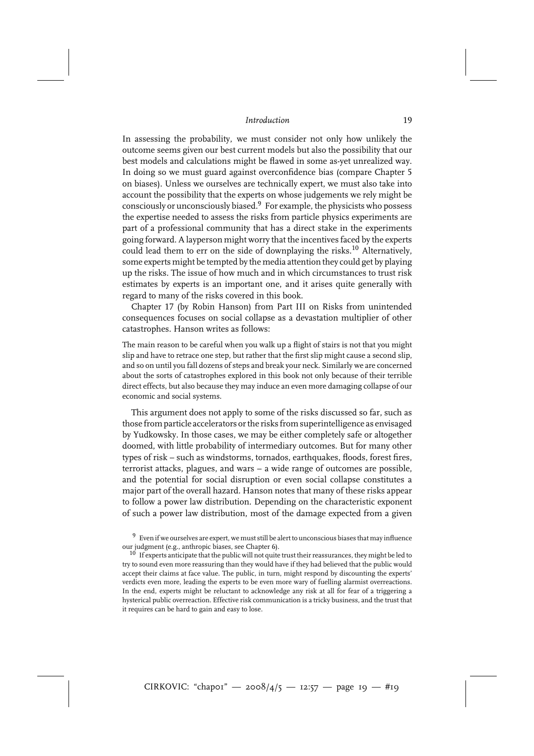In assessing the probability, we must consider not only how unlikely the outcome seems given our best current models but also the possibility that our best models and calculations might be flawed in some as-yet unrealized way. In doing so we must guard against overconfidence bias (compare Chapter 5 on biases). Unless we ourselves are technically expert, we must also take into account the possibility that the experts on whose judgements we rely might be consciously or unconsciously biased.[9] For example, the physicists who possess the expertise needed to assess the risks from particle physics experiments are part of a professional community that has a direct stake in the experiments going forward. A layperson might worry that the incentives faced by the experts could lead them to err on the side of downplaying the risks.[10] Alternatively, some experts might be tempted by the media attention they could get by playing up the risks. The issue of how much and in which circumstances to trust risk estimates by experts is an important one, and it arises quite generally with regard to many of the risks covered in this book.

Chapter 17 (by Robin Hanson) from Part III on Risks from unintended consequences focuses on social collapse as a devastation multiplier of other catastrophes. Hanson writes as follows:

> The main reason to be careful when you walk up a flight of stairs is not that you might slip and have to retrace one step, but rather that the first slip might cause a second slip, and so on until you fall dozens of steps and break your neck. Similarly we are concerned about the sorts of catastrophes explored in this book not only because of their terrible direct effects, but also because they may induce an even more damaging collapse of our economic and social systems.

This argument does not apply to some of the risks discussed so far, such as those from particle accelerators or the risks from superintelligence as envisaged by Yudkowsky. In those cases, we may be either completely safe or altogether doomed, with little probability of intermediary outcomes. But for many other types of risk – such as windstorms, tornados, earthquakes, floods, forest fires, terrorist attacks, plagues, and wars – a wide range of outcomes are possible, and the potential for social disruption or even social collapse constitutes a major part of the overall hazard. Hanson notes that many of these risks appear to follow a power law distribution. Depending on the characteristic exponent of such a power law distribution, most of the damage expected from a given

---

[9] Even if we ourselves are expert, we must still be alert to unconscious biases that may influence our judgment (e.g., anthropic biases, see Chapter 6).

[10] If experts anticipate that the public will not quite trust their reassurances, they might be led to try to sound even more reassuring than they would have if they had believed that the public would accept their claims at face value. The public, in turn, might respond by discounting the experts' verdicts even more, leading the experts to be even more wary of fuelling alarmist overreactions. In the end, experts might be reluctant to acknowledge any risk at all for fear of a triggering a hysterical public overreaction. Effective risk communication is a tricky business, and the trust that it requires can be hard to gain and easy to lose.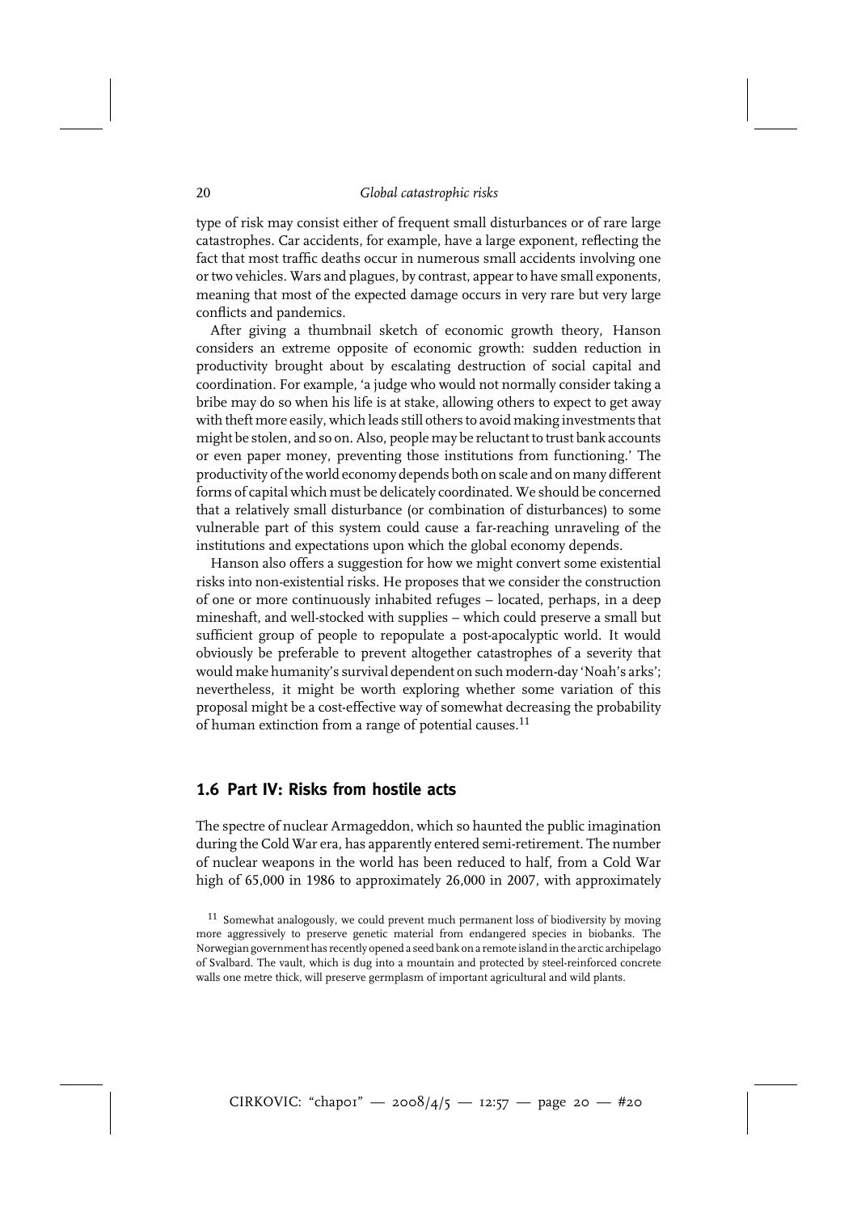type of risk may consist either of frequent small disturbances or of rare large catastrophes. Car accidents, for example, have a large exponent, reflecting the fact that most traffic deaths occur in numerous small accidents involving one or two vehicles. Wars and plagues, by contrast, appear to have small exponents, meaning that most of the expected damage occurs in very rare but very large conflicts and pandemics.

After giving a thumbnail sketch of economic growth theory, Hanson considers an extreme opposite of economic growth: sudden reduction in productivity brought about by escalating destruction of social capital and coordination. For example, 'a judge who would not normally consider taking a bribe may do so when his life is at stake, allowing others to expect to get away with theft more easily, which leads still others to avoid making investments that might be stolen, and so on. Also, people may be reluctant to trust bank accounts or even paper money, preventing those institutions from functioning.' The productivity of the world economy depends both on scale and on many different forms of capital which must be delicately coordinated. We should be concerned that a relatively small disturbance (or combination of disturbances) to some vulnerable part of this system could cause a far-reaching unraveling of the institutions and expectations upon which the global economy depends.

Hanson also offers a suggestion for how we might convert some existential risks into non-existential risks. He proposes that we consider the construction of one or more continuously inhabited refuges – located, perhaps, in a deep mineshaft, and well-stocked with supplies – which could preserve a small but sufficient group of people to repopulate a post-apocalyptic world. It would obviously be preferable to prevent altogether catastrophes of a severity that would make humanity's survival dependent on such modern-day 'Noah's arks'; nevertheless, it might be worth exploring whether some variation of this proposal might be a cost-effective way of somewhat decreasing the probability of human extinction from a range of potential causes.[11]

## 1.6 Part IV: Risks from hostile acts

The spectre of nuclear Armageddon, which so haunted the public imagination during the Cold War era, has apparently entered semi-retirement. The number of nuclear weapons in the world has been reduced to half, from a Cold War high of 65,000 in 1986 to approximately 26,000 in 2007, with approximately

[11] Somewhat analogously, we could prevent much permanent loss of biodiversity by moving more aggressively to preserve genetic material from endangered species in biobanks. The Norwegian government has recently opened a seed bank on a remote island in the arctic archipelago of Svalbard. The vault, which is dug into a mountain and protected by steel-reinforced concrete walls one metre thick, will preserve germplasm of important agricultural and wild plants.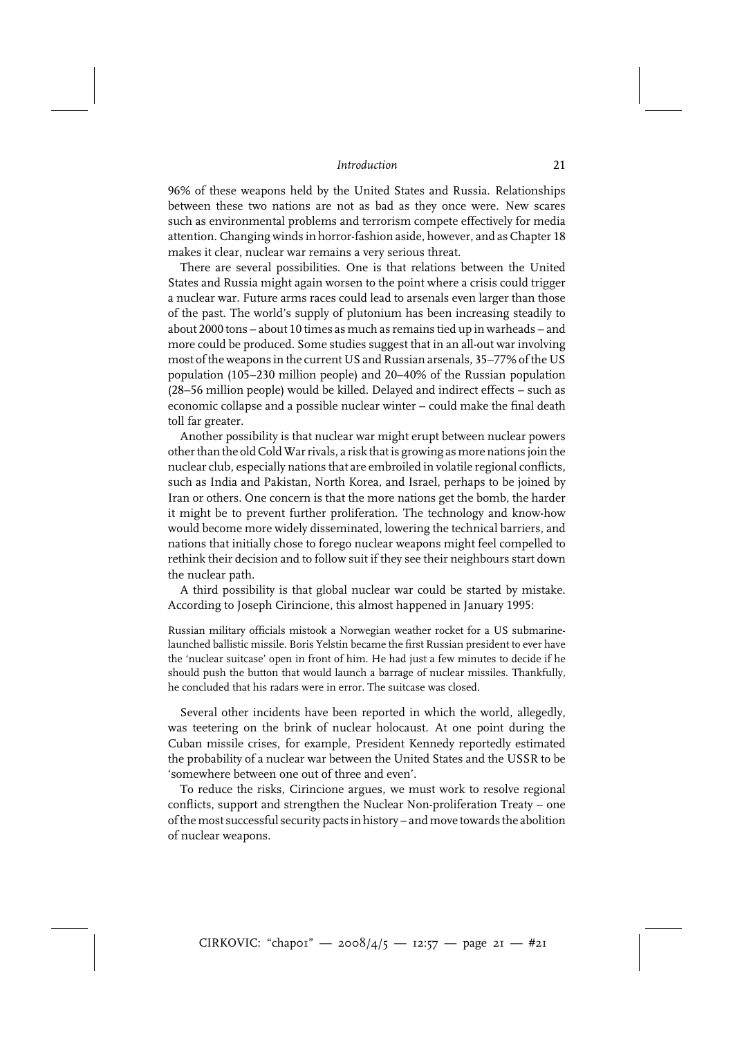96% of these weapons held by the United States and Russia. Relationships between these two nations are not as bad as they once were. New scares such as environmental problems and terrorism compete effectively for media attention. Changing winds in horror-fashion aside, however, and as Chapter 18 makes it clear, nuclear war remains a very serious threat.

There are several possibilities. One is that relations between the United States and Russia might again worsen to the point where a crisis could trigger a nuclear war. Future arms races could lead to arsenals even larger than those of the past. The world's supply of plutonium has been increasing steadily to about 2000 tons – about 10 times as much as remains tied up in warheads – and more could be produced. Some studies suggest that in an all-out war involving most of the weapons in the current US and Russian arsenals, 35–77% of the US population (105–230 million people) and 20–40% of the Russian population (28–56 million people) would be killed. Delayed and indirect effects – such as economic collapse and a possible nuclear winter – could make the final death toll far greater.

Another possibility is that nuclear war might erupt between nuclear powers other than the old Cold War rivals, a risk that is growing as more nations join the nuclear club, especially nations that are embroiled in volatile regional conflicts, such as India and Pakistan, North Korea, and Israel, perhaps to be joined by Iran or others. One concern is that the more nations get the bomb, the harder it might be to prevent further proliferation. The technology and know-how would become more widely disseminated, lowering the technical barriers, and nations that initially chose to forego nuclear weapons might feel compelled to rethink their decision and to follow suit if they see their neighbours start down the nuclear path.

A third possibility is that global nuclear war could be started by mistake. According to Joseph Cirincione, this almost happened in January 1995:

> Russian military officials mistook a Norwegian weather rocket for a US submarine-launched ballistic missile. Boris Yeltsin became the first Russian president to ever have the 'nuclear suitcase' open in front of him. He had just a few minutes to decide if he should push the button that would launch a barrage of nuclear missiles. Thankfully, he concluded that his radars were in error. The suitcase was closed.

Several other incidents have been reported in which the world, allegedly, was teetering on the brink of nuclear holocaust. At one point during the Cuban missile crises, for example, President Kennedy reportedly estimated the probability of a nuclear war between the United States and the USSR to be 'somewhere between one out of three and even'.

To reduce the risks, Cirincione argues, we must work to resolve regional conflicts, support and strengthen the Nuclear Non-proliferation Treaty – one of the most successful security pacts in history – and move towards the abolition of nuclear weapons.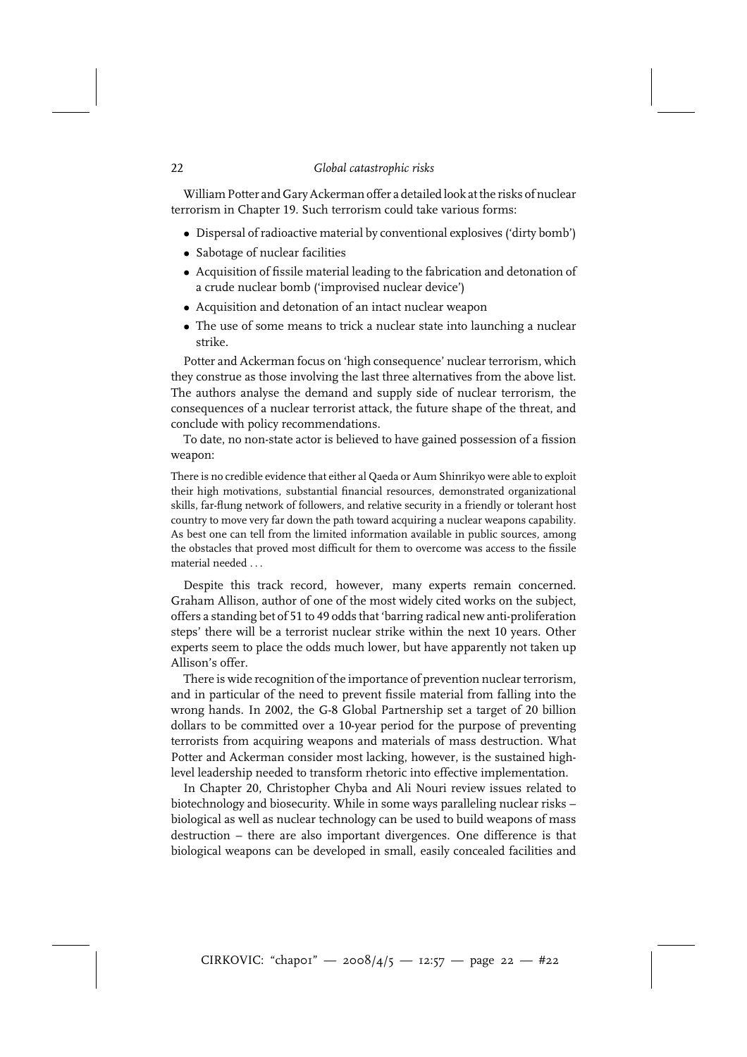William Potter and Gary Ackerman offer a detailed look at the risks of nuclear terrorism in Chapter 19. Such terrorism could take various forms:

- Dispersal of radioactive material by conventional explosives ('dirty bomb')
- Sabotage of nuclear facilities
- Acquisition of fissile material leading to the fabrication and detonation of a crude nuclear bomb ('improvised nuclear device')
- Acquisition and detonation of an intact nuclear weapon
- The use of some means to trick a nuclear state into launching a nuclear strike.

Potter and Ackerman focus on 'high consequence' nuclear terrorism, which they construe as those involving the last three alternatives from the above list. The authors analyse the demand and supply side of nuclear terrorism, the consequences of a nuclear terrorist attack, the future shape of the threat, and conclude with policy recommendations.

To date, no non-state actor is believed to have gained possession of a fission weapon:

> There is no credible evidence that either al Qaeda or Aum Shinrikyo were able to exploit their high motivations, substantial financial resources, demonstrated organizational skills, far-flung network of followers, and relative security in a friendly or tolerant host country to move very far down the path toward acquiring a nuclear weapons capability. As best one can tell from the limited information available in public sources, among the obstacles that proved most difficult for them to overcome was access to the fissile material needed . . .

Despite this track record, however, many experts remain concerned. Graham Allison, author of one of the most widely cited works on the subject, offers a standing bet of 51 to 49 odds that 'barring radical new anti-proliferation steps' there will be a terrorist nuclear strike within the next 10 years. Other experts seem to place the odds much lower, but have apparently not taken up Allison's offer.

There is wide recognition of the importance of prevention nuclear terrorism, and in particular of the need to prevent fissile material from falling into the wrong hands. In 2002, the G-8 Global Partnership set a target of 20 billion dollars to be committed over a 10-year period for the purpose of preventing terrorists from acquiring weapons and materials of mass destruction. What Potter and Ackerman consider most lacking, however, is the sustained high-level leadership needed to transform rhetoric into effective implementation.

In Chapter 20, Christopher Chyba and Ali Nouri review issues related to biotechnology and biosecurity. While in some ways paralleling nuclear risks – biological as well as nuclear technology can be used to build weapons of mass destruction – there are also important divergences. One difference is that biological weapons can be developed in small, easily concealed facilities and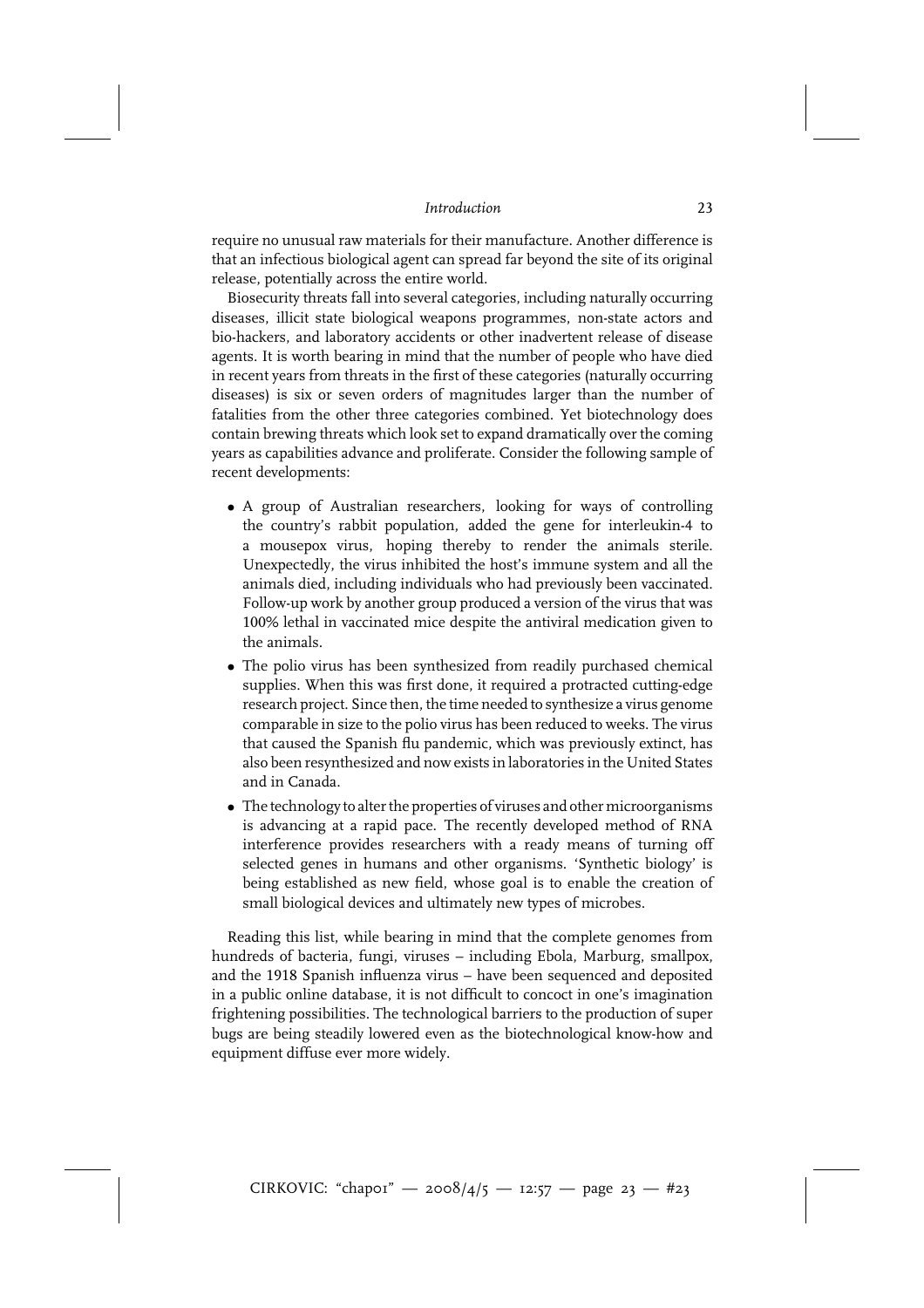require no unusual raw materials for their manufacture. Another difference is that an infectious biological agent can spread far beyond the site of its original release, potentially across the entire world.

Biosecurity threats fall into several categories, including naturally occurring diseases, illicit state biological weapons programmes, non-state actors and bio-hackers, and laboratory accidents or other inadvertent release of disease agents. It is worth bearing in mind that the number of people who have died in recent years from threats in the first of these categories (naturally occurring diseases) is six or seven orders of magnitudes larger than the number of fatalities from the other three categories combined. Yet biotechnology does contain brewing threats which look set to expand dramatically over the coming years as capabilities advance and proliferate. Consider the following sample of recent developments:

- A group of Australian researchers, looking for ways of controlling the country's rabbit population, added the gene for interleukin-4 to a mousepox virus, hoping thereby to render the animals sterile. Unexpectedly, the virus inhibited the host's immune system and all the animals died, including individuals who had previously been vaccinated. Follow-up work by another group produced a version of the virus that was 100% lethal in vaccinated mice despite the antiviral medication given to the animals.
- The polio virus has been synthesized from readily purchased chemical supplies. When this was first done, it required a protracted cutting-edge research project. Since then, the time needed to synthesize a virus genome comparable in size to the polio virus has been reduced to weeks. The virus that caused the Spanish flu pandemic, which was previously extinct, has also been resynthesized and now exists in laboratories in the United States and in Canada.
- The technology to alter the properties of viruses and other microorganisms is advancing at a rapid pace. The recently developed method of RNA interference provides researchers with a ready means of turning off selected genes in humans and other organisms. 'Synthetic biology' is being established as new field, whose goal is to enable the creation of small biological devices and ultimately new types of microbes.

Reading this list, while bearing in mind that the complete genomes from hundreds of bacteria, fungi, viruses – including Ebola, Marburg, smallpox, and the 1918 Spanish influenza virus – have been sequenced and deposited in a public online database, it is not difficult to concoct in one's imagination frightening possibilities. The technological barriers to the production of super bugs are being steadily lowered even as the biotechnological know-how and equipment diffuse ever more widely.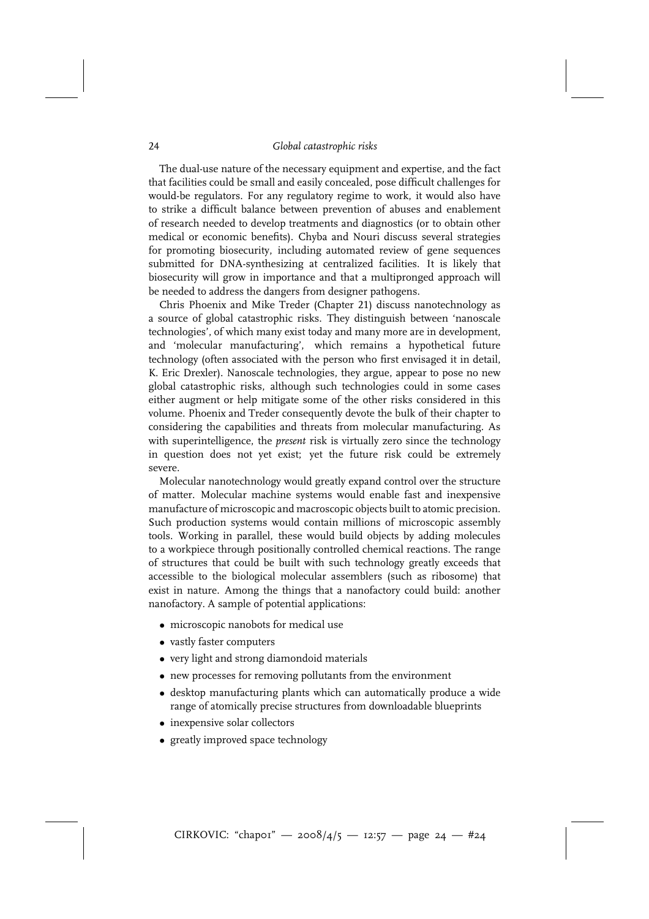The dual-use nature of the necessary equipment and expertise, and the fact that facilities could be small and easily concealed, pose difficult challenges for would-be regulators. For any regulatory regime to work, it would also have to strike a difficult balance between prevention of abuses and enablement of research needed to develop treatments and diagnostics (or to obtain other medical or economic benefits). Chyba and Nouri discuss several strategies for promoting biosecurity, including automated review of gene sequences submitted for DNA-synthesizing at centralized facilities. It is likely that biosecurity will grow in importance and that a multipronged approach will be needed to address the dangers from designer pathogens.

Chris Phoenix and Mike Treder (Chapter 21) discuss nanotechnology as a source of global catastrophic risks. They distinguish between 'nanoscale technologies', of which many exist today and many more are in development, and 'molecular manufacturing', which remains a hypothetical future technology (often associated with the person who first envisaged it in detail, K. Eric Drexler). Nanoscale technologies, they argue, appear to pose no new global catastrophic risks, although such technologies could in some cases either augment or help mitigate some of the other risks considered in this volume. Phoenix and Treder consequently devote the bulk of their chapter to considering the capabilities and threats from molecular manufacturing. As with superintelligence, the *present* risk is virtually zero since the technology in question does not yet exist; yet the future risk could be extremely severe.

Molecular nanotechnology would greatly expand control over the structure of matter. Molecular machine systems would enable fast and inexpensive manufacture of microscopic and macroscopic objects built to atomic precision. Such production systems would contain millions of microscopic assembly tools. Working in parallel, these would build objects by adding molecules to a workpiece through positionally controlled chemical reactions. The range of structures that could be built with such technology greatly exceeds that accessible to the biological molecular assemblers (such as ribosome) that exist in nature. Among the things that a nanofactory could build: another nanofactory. A sample of potential applications:

- microscopic nanobots for medical use
- vastly faster computers
- very light and strong diamondoid materials
- new processes for removing pollutants from the environment
- desktop manufacturing plants which can automatically produce a wide range of atomically precise structures from downloadable blueprints
- inexpensive solar collectors
- greatly improved space technology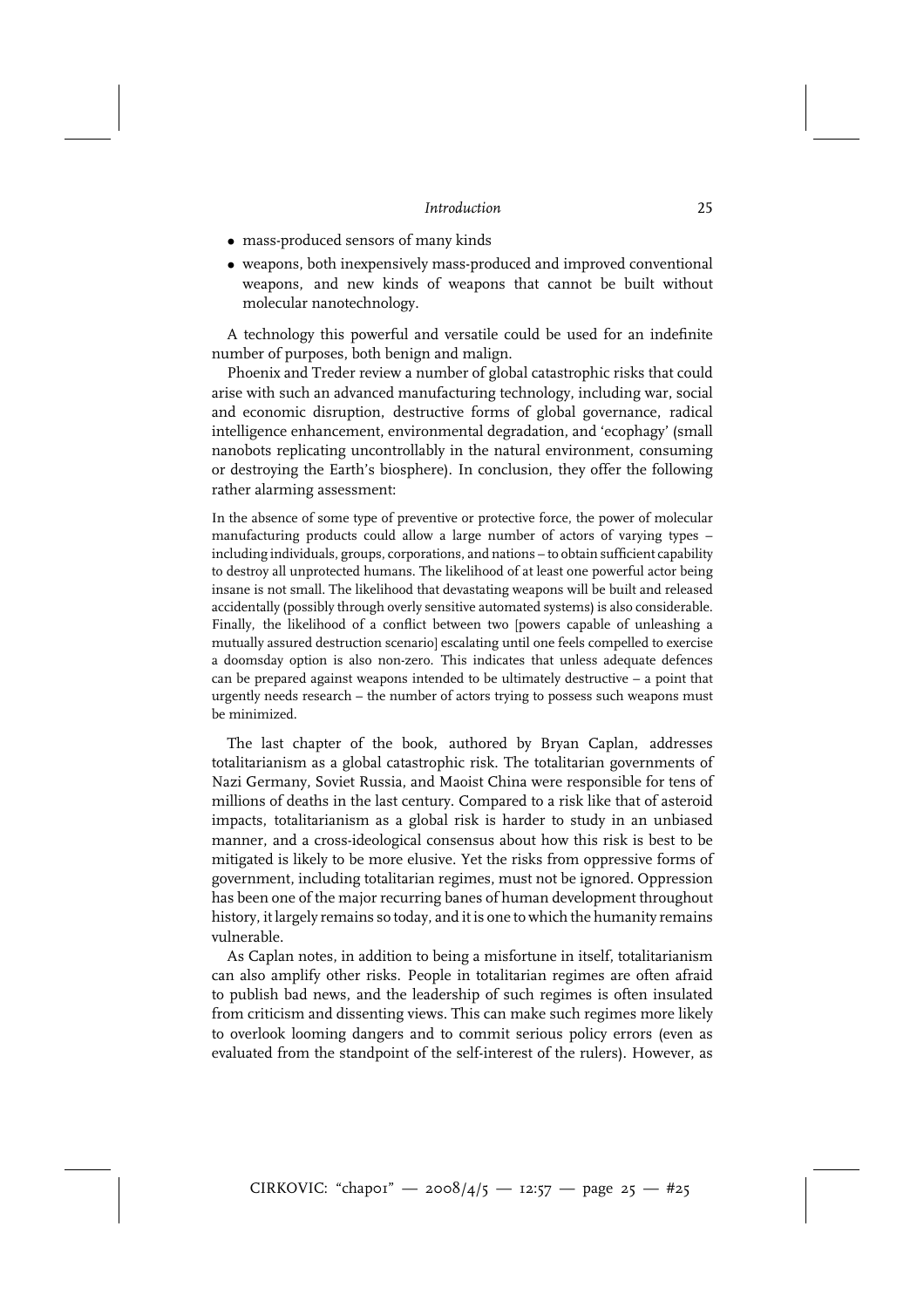- mass-produced sensors of many kinds
- weapons, both inexpensively mass-produced and improved conventional weapons, and new kinds of weapons that cannot be built without molecular nanotechnology.

A technology this powerful and versatile could be used for an indefinite number of purposes, both benign and malign.

Phoenix and Treder review a number of global catastrophic risks that could arise with such an advanced manufacturing technology, including war, social and economic disruption, destructive forms of global governance, radical intelligence enhancement, environmental degradation, and 'ecophagy' (small nanobots replicating uncontrollably in the natural environment, consuming or destroying the Earth's biosphere). In conclusion, they offer the following rather alarming assessment:

> In the absence of some type of preventive or protective force, the power of molecular manufacturing products could allow a large number of actors of varying types – including individuals, groups, corporations, and nations – to obtain sufficient capability to destroy all unprotected humans. The likelihood of at least one powerful actor being insane is not small. The likelihood that devastating weapons will be built and released accidentally (possibly through overly sensitive automated systems) is also considerable. Finally, the likelihood of a conflict between two [powers capable of unleashing a mutually assured destruction scenario] escalating until one feels compelled to exercise a doomsday option is also non-zero. This indicates that unless adequate defences can be prepared against weapons intended to be ultimately destructive – a point that urgently needs research – the number of actors trying to possess such weapons must be minimized.

The last chapter of the book, authored by Bryan Caplan, addresses totalitarianism as a global catastrophic risk. The totalitarian governments of Nazi Germany, Soviet Russia, and Maoist China were responsible for tens of millions of deaths in the last century. Compared to a risk like that of asteroid impacts, totalitarianism as a global risk is harder to study in an unbiased manner, and a cross-ideological consensus about how this risk is best to be mitigated is likely to be more elusive. Yet the risks from oppressive forms of government, including totalitarian regimes, must not be ignored. Oppression has been one of the major recurring banes of human development throughout history, it largely remains so today, and it is one to which the humanity remains vulnerable.

As Caplan notes, in addition to being a misfortune in itself, totalitarianism can also amplify other risks. People in totalitarian regimes are often afraid to publish bad news, and the leadership of such regimes is often insulated from criticism and dissenting views. This can make such regimes more likely to overlook looming dangers and to commit serious policy errors (even as evaluated from the standpoint of the self-interest of the rulers). However, as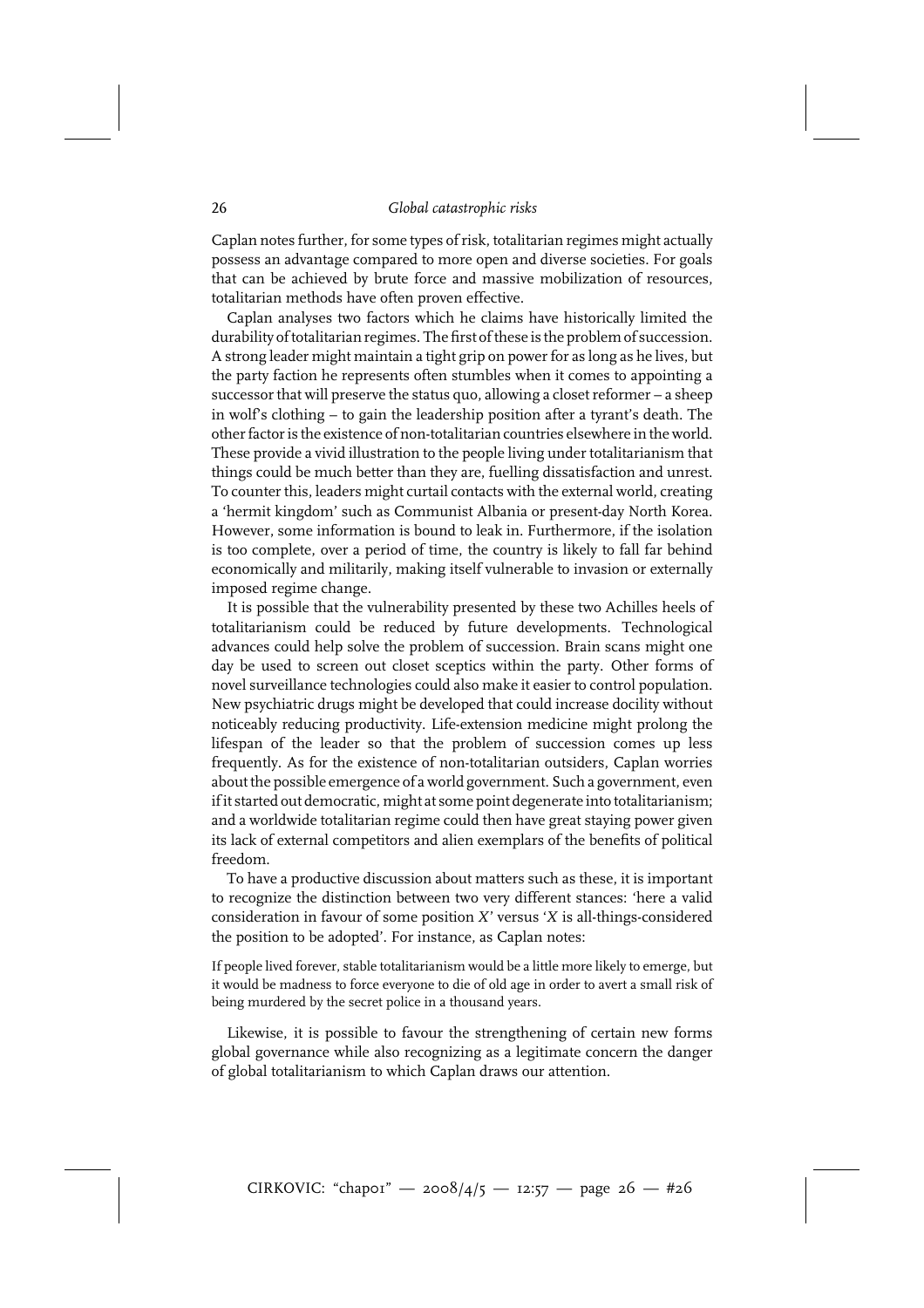Caplan notes further, for some types of risk, totalitarian regimes might actually possess an advantage compared to more open and diverse societies. For goals that can be achieved by brute force and massive mobilization of resources, totalitarian methods have often proven effective.

Caplan analyses two factors which he claims have historically limited the durability of totalitarian regimes. The first of these is the problem of succession. A strong leader might maintain a tight grip on power for as long as he lives, but the party faction he represents often stumbles when it comes to appointing a successor that will preserve the status quo, allowing a closet reformer – a sheep in wolf's clothing – to gain the leadership position after a tyrant's death. The other factor is the existence of non-totalitarian countries elsewhere in the world. These provide a vivid illustration to the people living under totalitarianism that things could be much better than they are, fuelling dissatisfaction and unrest. To counter this, leaders might curtail contacts with the external world, creating a 'hermit kingdom' such as Communist Albania or present-day North Korea. However, some information is bound to leak in. Furthermore, if the isolation is too complete, over a period of time, the country is likely to fall far behind economically and militarily, making itself vulnerable to invasion or externally imposed regime change.

It is possible that the vulnerability presented by these two Achilles heels of totalitarianism could be reduced by future developments. Technological advances could help solve the problem of succession. Brain scans might one day be used to screen out closet sceptics within the party. Other forms of novel surveillance technologies could also make it easier to control population. New psychiatric drugs might be developed that could increase docility without noticeably reducing productivity. Life-extension medicine might prolong the lifespan of the leader so that the problem of succession comes up less frequently. As for the existence of non-totalitarian outsiders, Caplan worries about the possible emergence of a world government. Such a government, even if it started out democratic, might at some point degenerate into totalitarianism; and a worldwide totalitarian regime could then have great staying power given its lack of external competitors and alien exemplars of the benefits of political freedom.

To have a productive discussion about matters such as these, it is important to recognize the distinction between two very different stances: 'here a valid consideration in favour of some position *X*' versus '*X* is all-things-considered the position to be adopted'. For instance, as Caplan notes:

> If people lived forever, stable totalitarianism would be a little more likely to emerge, but it would be madness to force everyone to die of old age in order to avert a small risk of being murdered by the secret police in a thousand years.

Likewise, it is possible to favour the strengthening of certain new forms global governance while also recognizing as a legitimate concern the danger of global totalitarianism to which Caplan draws our attention.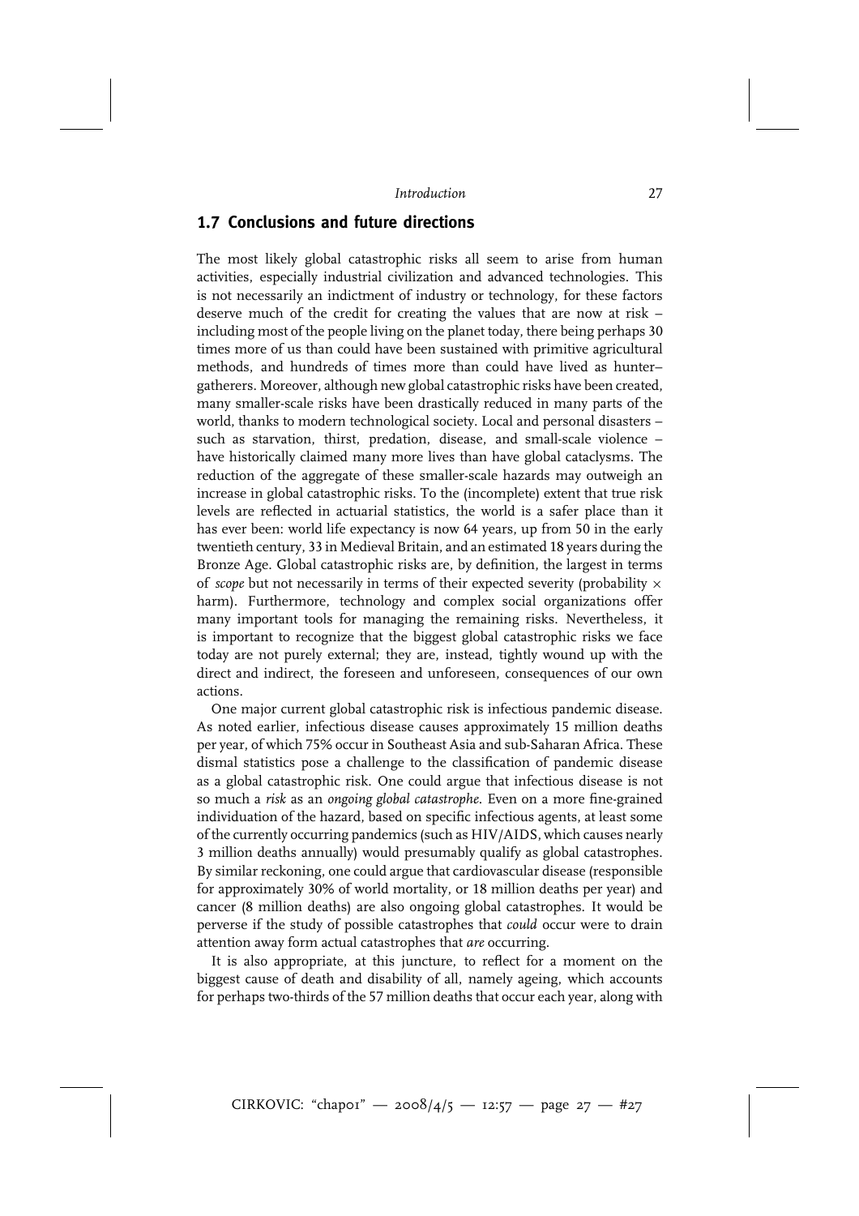## 1.7 Conclusions and future directions

The most likely global catastrophic risks all seem to arise from human activities, especially industrial civilization and advanced technologies. This is not necessarily an indictment of industry or technology, for these factors deserve much of the credit for creating the values that are now at risk – including most of the people living on the planet today, there being perhaps 30 times more of us than could have been sustained with primitive agricultural methods, and hundreds of times more than could have lived as hunter–gatherers. Moreover, although new global catastrophic risks have been created, many smaller-scale risks have been drastically reduced in many parts of the world, thanks to modern technological society. Local and personal disasters – such as starvation, thirst, predation, disease, and small-scale violence – have historically claimed many more lives than have global cataclysms. The reduction of the aggregate of these smaller-scale hazards may outweigh an increase in global catastrophic risks. To the (incomplete) extent that true risk levels are reflected in actuarial statistics, the world is a safer place than it has ever been: world life expectancy is now 64 years, up from 50 in the early twentieth century, 33 in Medieval Britain, and an estimated 18 years during the Bronze Age. Global catastrophic risks are, by definition, the largest in terms of *scope* but not necessarily in terms of their expected severity (probability $\times$ harm). Furthermore, technology and complex social organizations offer many important tools for managing the remaining risks. Nevertheless, it is important to recognize that the biggest global catastrophic risks we face today are not purely external; they are, instead, tightly wound up with the direct and indirect, the foreseen and unforeseen, consequences of our own actions.

One major current global catastrophic risk is infectious pandemic disease. As noted earlier, infectious disease causes approximately 15 million deaths per year, of which 75% occur in Southeast Asia and sub-Saharan Africa. These dismal statistics pose a challenge to the classification of pandemic disease as a global catastrophic risk. One could argue that infectious disease is not so much a *risk* as an *ongoing global catastrophe*. Even on a more fine-grained individuation of the hazard, based on specific infectious agents, at least some of the currently occurring pandemics (such as HIV/AIDS, which causes nearly 3 million deaths annually) would presumably qualify as global catastrophes. By similar reckoning, one could argue that cardiovascular disease (responsible for approximately 30% of world mortality, or 18 million deaths per year) and cancer (8 million deaths) are also ongoing global catastrophes. It would be perverse if the study of possible catastrophes that *could* occur were to drain attention away form actual catastrophes that *are* occurring.

It is also appropriate, at this juncture, to reflect for a moment on the biggest cause of death and disability of all, namely ageing, which accounts for perhaps two-thirds of the 57 million deaths that occur each year, along with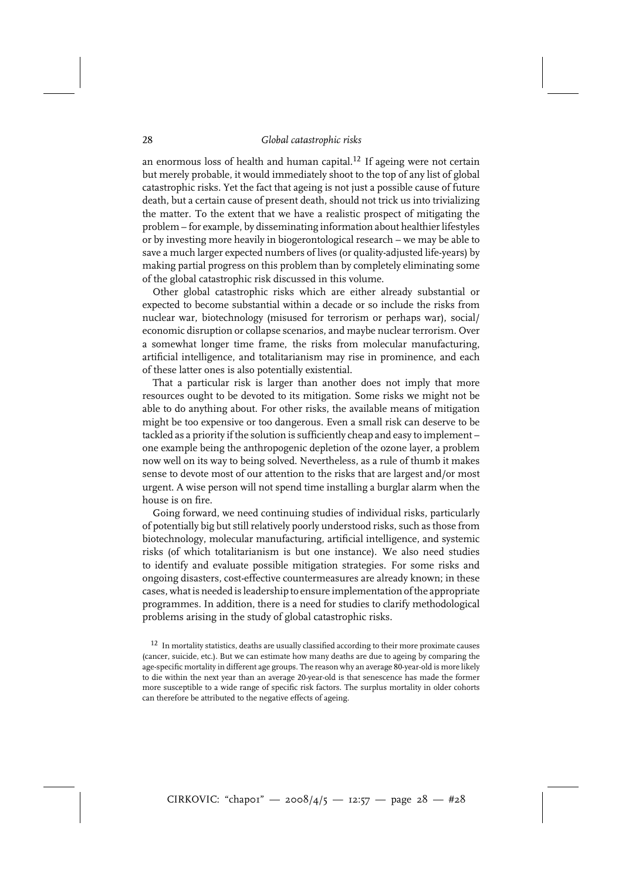an enormous loss of health and human capital.[12] If ageing were not certain but merely probable, it would immediately shoot to the top of any list of global catastrophic risks. Yet the fact that ageing is not just a possible cause of future death, but a certain cause of present death, should not trick us into trivializing the matter. To the extent that we have a realistic prospect of mitigating the problem – for example, by disseminating information about healthier lifestyles or by investing more heavily in biogerontological research – we may be able to save a much larger expected numbers of lives (or quality-adjusted life-years) by making partial progress on this problem than by completely eliminating some of the global catastrophic risk discussed in this volume.

Other global catastrophic risks which are either already substantial or expected to become substantial within a decade or so include the risks from nuclear war, biotechnology (misused for terrorism or perhaps war), social/economic disruption or collapse scenarios, and maybe nuclear terrorism. Over a somewhat longer time frame, the risks from molecular manufacturing, artificial intelligence, and totalitarianism may rise in prominence, and each of these latter ones is also potentially existential.

That a particular risk is larger than another does not imply that more resources ought to be devoted to its mitigation. Some risks we might not be able to do anything about. For other risks, the available means of mitigation might be too expensive or too dangerous. Even a small risk can deserve to be tackled as a priority if the solution is sufficiently cheap and easy to implement – one example being the anthropogenic depletion of the ozone layer, a problem now well on its way to being solved. Nevertheless, as a rule of thumb it makes sense to devote most of our attention to the risks that are largest and/or most urgent. A wise person will not spend time installing a burglar alarm when the house is on fire.

Going forward, we need continuing studies of individual risks, particularly of potentially big but still relatively poorly understood risks, such as those from biotechnology, molecular manufacturing, artificial intelligence, and systemic risks (of which totalitarianism is but one instance). We also need studies to identify and evaluate possible mitigation strategies. For some risks and ongoing disasters, cost-effective countermeasures are already known; in these cases, what is needed is leadership to ensure implementation of the appropriate programmes. In addition, there is a need for studies to clarify methodological problems arising in the study of global catastrophic risks.

[12] In mortality statistics, deaths are usually classified according to their more proximate causes (cancer, suicide, etc.). But we can estimate how many deaths are due to ageing by comparing the age-specific mortality in different age groups. The reason why an average 80-year-old is more likely to die within the next year than an average 20-year-old is that senescence has made the former more susceptible to a wide range of specific risk factors. The surplus mortality in older cohorts can therefore be attributed to the negative effects of ageing.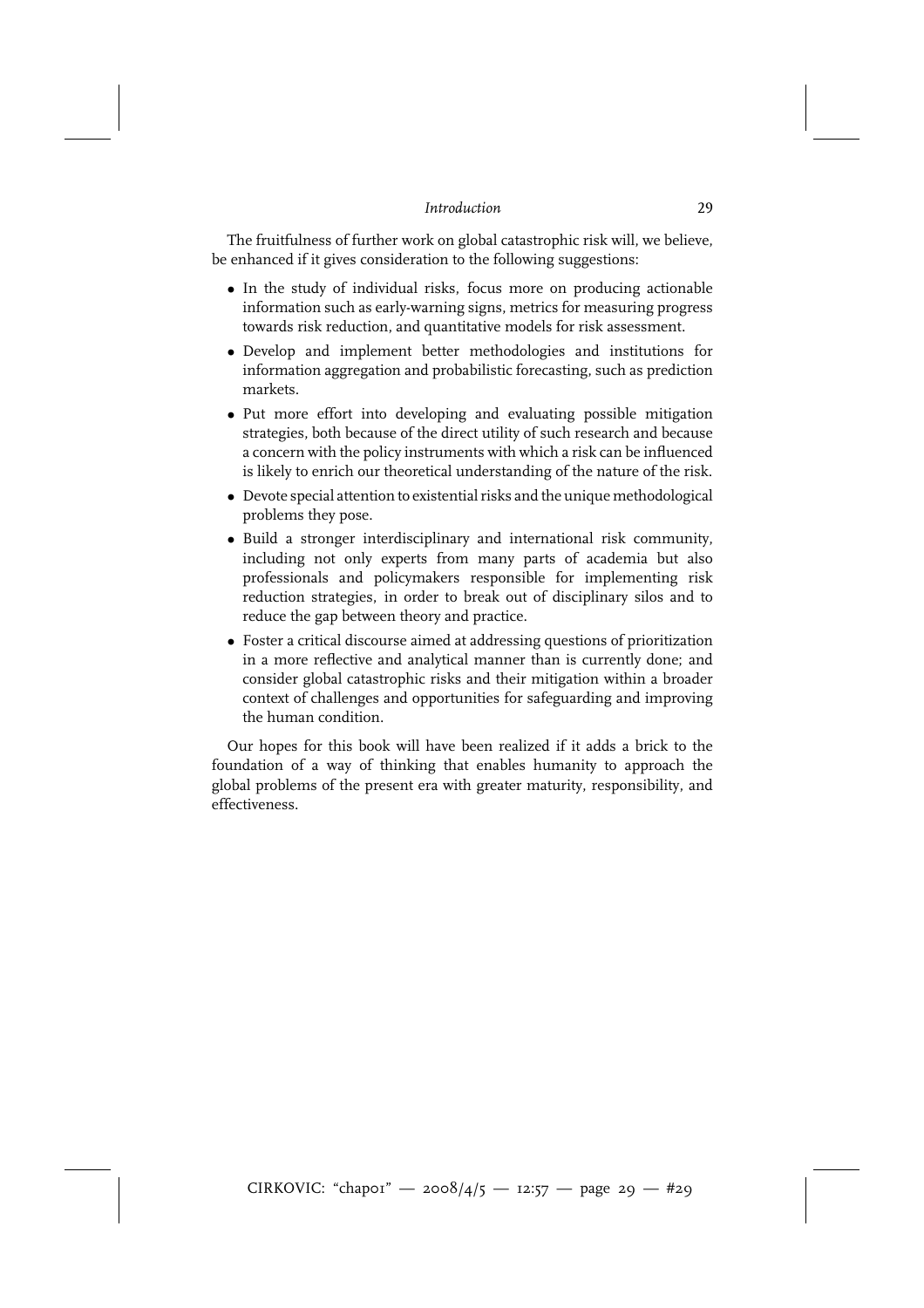The fruitfulness of further work on global catastrophic risk will, we believe, be enhanced if it gives consideration to the following suggestions:

- In the study of individual risks, focus more on producing actionable information such as early-warning signs, metrics for measuring progress towards risk reduction, and quantitative models for risk assessment.
- Develop and implement better methodologies and institutions for information aggregation and probabilistic forecasting, such as prediction markets.
- Put more effort into developing and evaluating possible mitigation strategies, both because of the direct utility of such research and because a concern with the policy instruments with which a risk can be influenced is likely to enrich our theoretical understanding of the nature of the risk.
- Devote special attention to existential risks and the unique methodological problems they pose.
- Build a stronger interdisciplinary and international risk community, including not only experts from many parts of academia but also professionals and policymakers responsible for implementing risk reduction strategies, in order to break out of disciplinary silos and to reduce the gap between theory and practice.
- Foster a critical discourse aimed at addressing questions of prioritization in a more reflective and analytical manner than is currently done; and consider global catastrophic risks and their mitigation within a broader context of challenges and opportunities for safeguarding and improving the human condition.

Our hopes for this book will have been realized if it adds a brick to the foundation of a way of thinking that enables humanity to approach the global problems of the present era with greater maturity, responsibility, and effectiveness.